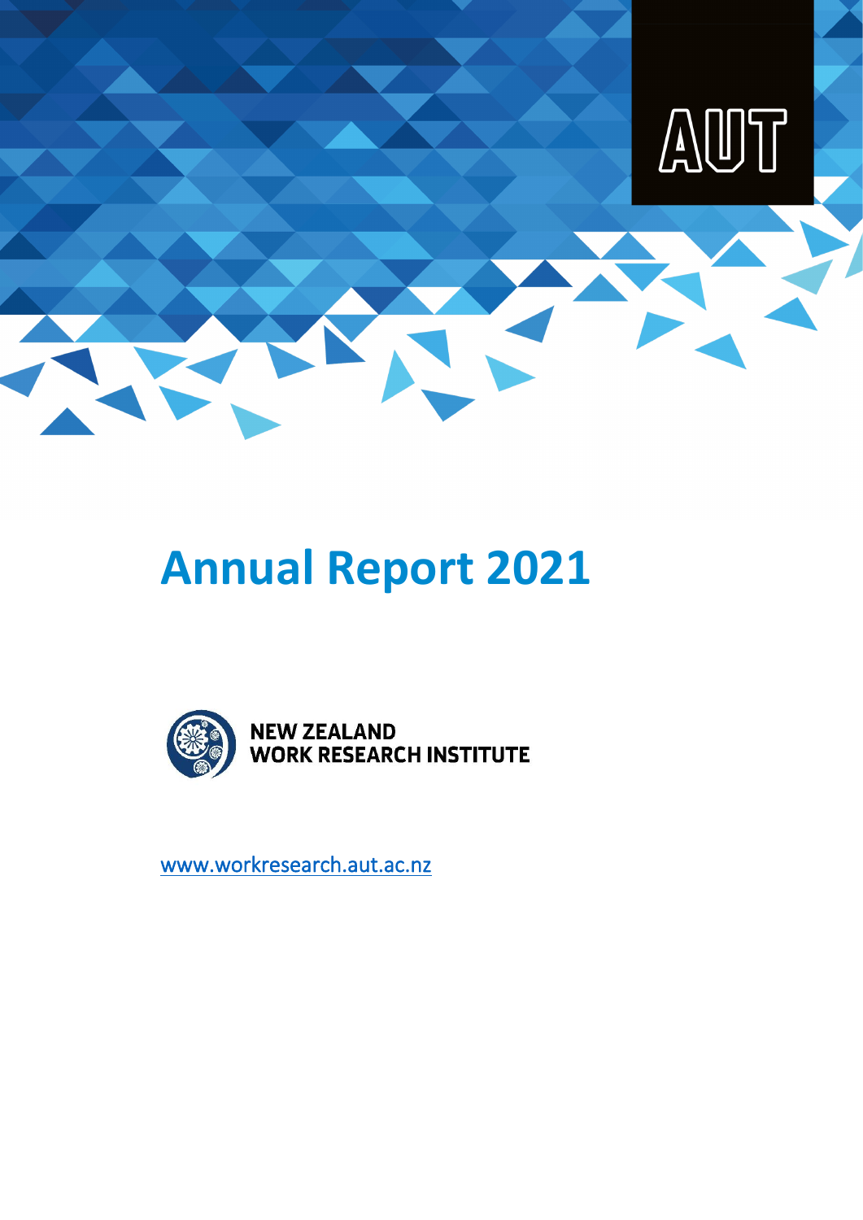AUT

# Annual Report 2021

NEW ZEALAND
WORK RESEARCH INSTITUTE

www.workresearch.aut.ac.nz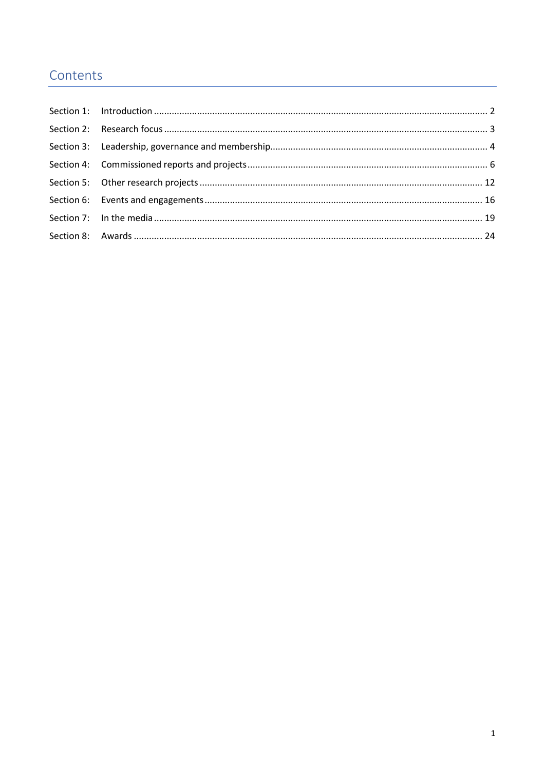# Contents

| | | |
|---|---|---|
| Section 1: | Introduction | 2 |
| Section 2: | Research focus | 3 |
| Section 3: | Leadership, governance and membership | 4 |
| Section 4: | Commissioned reports and projects | 6 |
| Section 5: | Other research projects | 12 |
| Section 6: | Events and engagements | 16 |
| Section 7: | In the media | 19 |
| Section 8: | Awards | 24 |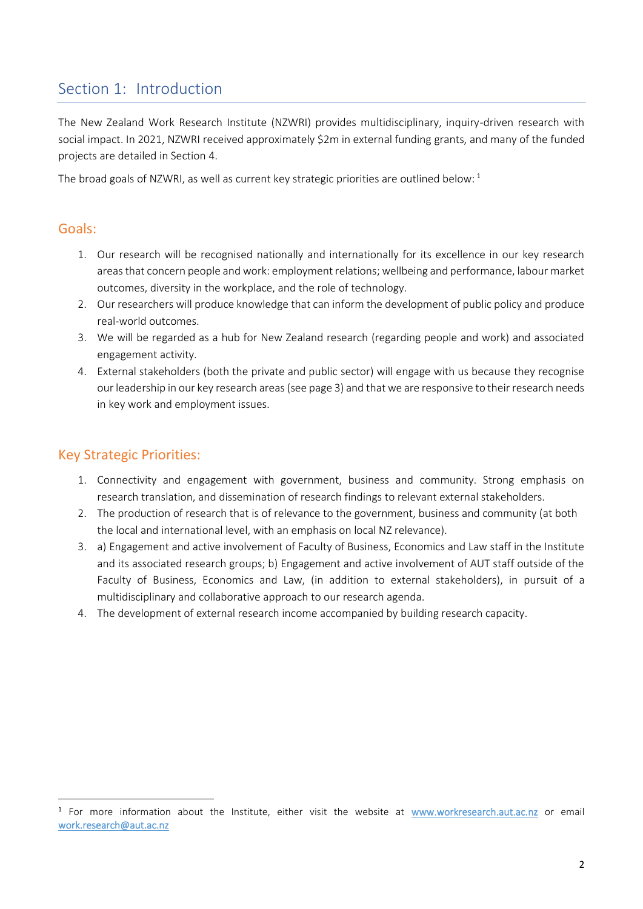# Section 1: Introduction

The New Zealand Work Research Institute (NZWRI) provides multidisciplinary, inquiry-driven research with social impact. In 2021, NZWRI received approximately $2m in external funding grants, and many of the funded projects are detailed in Section 4.

The broad goals of NZWRI, as well as current key strategic priorities are outlined below: [1]

## Goals:

1. Our research will be recognised nationally and internationally for its excellence in our key research areas that concern people and work: employment relations; wellbeing and performance, labour market outcomes, diversity in the workplace, and the role of technology.
2. Our researchers will produce knowledge that can inform the development of public policy and produce real-world outcomes.
3. We will be regarded as a hub for New Zealand research (regarding people and work) and associated engagement activity.
4. External stakeholders (both the private and public sector) will engage with us because they recognise our leadership in our key research areas (see page 3) and that we are responsive to their research needs in key work and employment issues.

## Key Strategic Priorities:

1. Connectivity and engagement with government, business and community. Strong emphasis on research translation, and dissemination of research findings to relevant external stakeholders.
2. The production of research that is of relevance to the government, business and community (at both the local and international level, with an emphasis on local NZ relevance).
3. a) Engagement and active involvement of Faculty of Business, Economics and Law staff in the Institute and its associated research groups; b) Engagement and active involvement of AUT staff outside of the Faculty of Business, Economics and Law, (in addition to external stakeholders), in pursuit of a multidisciplinary and collaborative approach to our research agenda.
4. The development of external research income accompanied by building research capacity.

[1] For more information about the Institute, either visit the website at www.workresearch.aut.ac.nz or email work.research@aut.ac.nz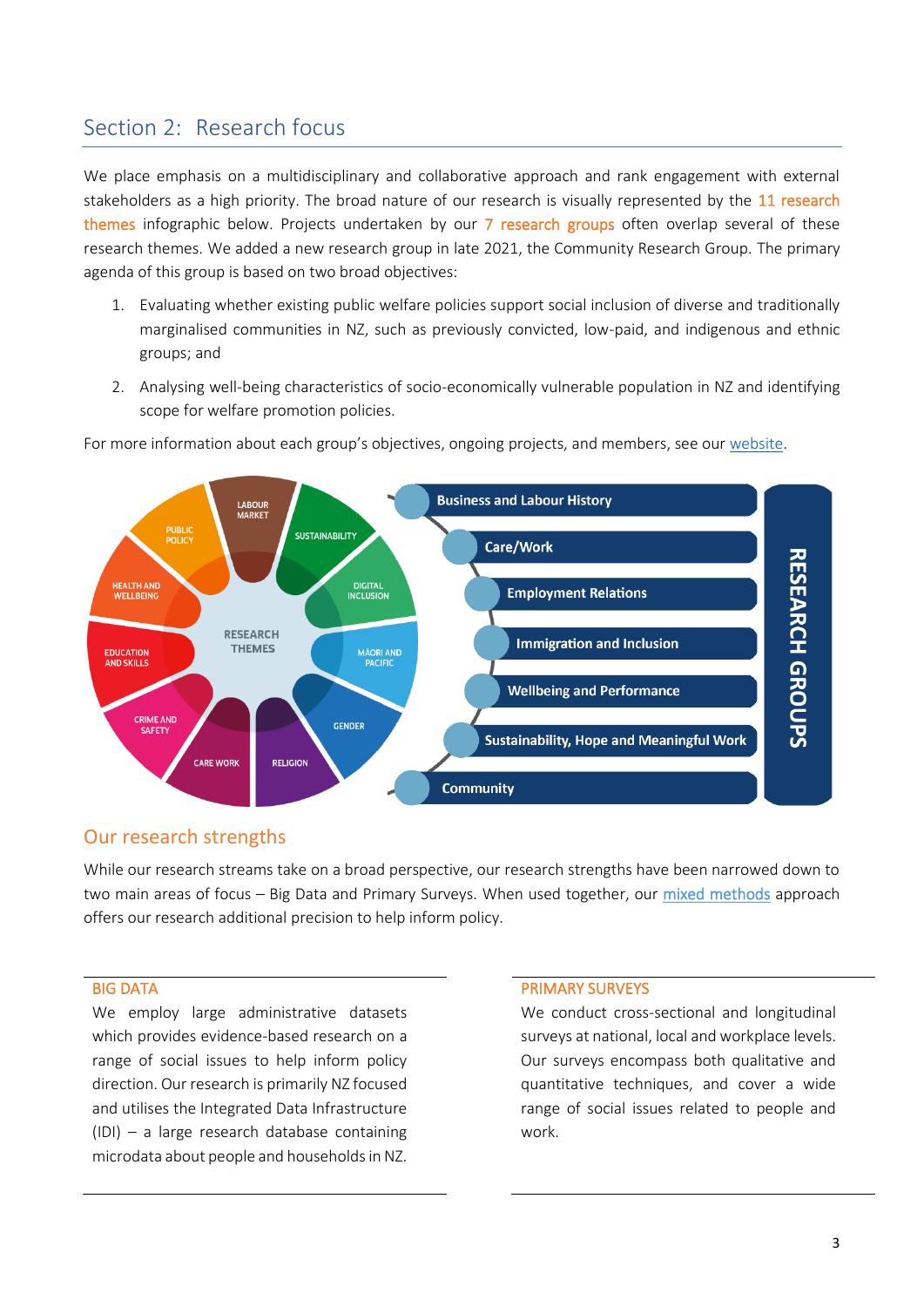## Section 2: Research focus

We place emphasis on a multidisciplinary and collaborative approach and rank engagement with external stakeholders as a high priority. The broad nature of our research is visually represented by the 11 research themes infographic below. Projects undertaken by our 7 research groups often overlap several of these research themes. We added a new research group in late 2021, the Community Research Group. The primary agenda of this group is based on two broad objectives:

1. Evaluating whether existing public welfare policies support social inclusion of diverse and traditionally marginalised communities in NZ, such as previously convicted, low-paid, and indigenous and ethnic groups; and
2. Analysing well-being characteristics of socio-economically vulnerable population in NZ and identifying scope for welfare promotion policies.

For more information about each group's objectives, ongoing projects, and members, see our website.

RESEARCH THEMES: Labour Market, Sustainability, Digital Inclusion, Māori and Pacific, Gender, Religion, Care Work, Crime and Safety, Education and Skills, Health and Wellbeing, Public Policy

RESEARCH GROUPS:
- Business and Labour History
- Care/Work
- Employment Relations
- Immigration and Inclusion
- Wellbeing and Performance
- Sustainability, Hope and Meaningful Work
- Community

### Our research strengths

While our research streams take on a broad perspective, our research strengths have been narrowed down to two main areas of focus – Big Data and Primary Surveys. When used together, our mixed methods approach offers our research additional precision to help inform policy.

#### BIG DATA

We employ large administrative datasets which provides evidence-based research on a range of social issues to help inform policy direction. Our research is primarily NZ focused and utilises the Integrated Data Infrastructure (IDI) – a large research database containing microdata about people and households in NZ.

#### PRIMARY SURVEYS

We conduct cross-sectional and longitudinal surveys at national, local and workplace levels. Our surveys encompass both qualitative and quantitative techniques, and cover a wide range of social issues related to people and work.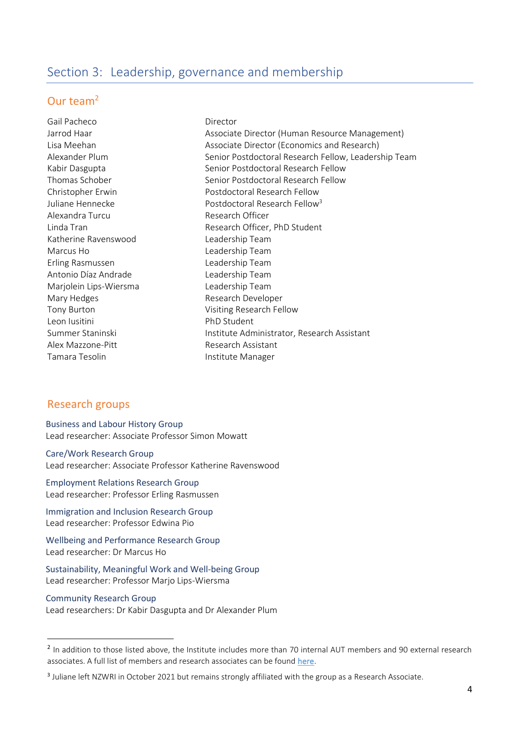# Section 3: Leadership, governance and membership

## Our team[2]

| | |
|---|---|
| Gail Pacheco | Director |
| Jarrod Haar | Associate Director (Human Resource Management) |
| Lisa Meehan | Associate Director (Economics and Research) |
| Alexander Plum | Senior Postdoctoral Research Fellow, Leadership Team |
| Kabir Dasgupta | Senior Postdoctoral Research Fellow |
| Thomas Schober | Senior Postdoctoral Research Fellow |
| Christopher Erwin | Postdoctoral Research Fellow |
| Juliane Hennecke | Postdoctoral Research Fellow[3] |
| Alexandra Turcu | Research Officer |
| Linda Tran | Research Officer, PhD Student |
| Katherine Ravenswood | Leadership Team |
| Marcus Ho | Leadership Team |
| Erling Rasmussen | Leadership Team |
| Antonio Díaz Andrade | Leadership Team |
| Marjolein Lips-Wiersma | Leadership Team |
| Mary Hedges | Research Developer |
| Tony Burton | Visiting Research Fellow |
| Leon Iusitini | PhD Student |
| Summer Staninski | Institute Administrator, Research Assistant |
| Alex Mazzone-Pitt | Research Assistant |
| Tamara Tesolin | Institute Manager |

## Research groups

Business and Labour History Group
Lead researcher: Associate Professor Simon Mowatt

Care/Work Research Group
Lead researcher: Associate Professor Katherine Ravenswood

Employment Relations Research Group
Lead researcher: Professor Erling Rasmussen

Immigration and Inclusion Research Group
Lead researcher: Professor Edwina Pio

Wellbeing and Performance Research Group
Lead researcher: Dr Marcus Ho

Sustainability, Meaningful Work and Well-being Group
Lead researcher: Professor Marjo Lips-Wiersma

Community Research Group
Lead researchers: Dr Kabir Dasgupta and Dr Alexander Plum

---

[2] In addition to those listed above, the Institute includes more than 70 internal AUT members and 90 external research associates. A full list of members and research associates can be found here.

[3] Juliane left NZWRI in October 2021 but remains strongly affiliated with the group as a Research Associate.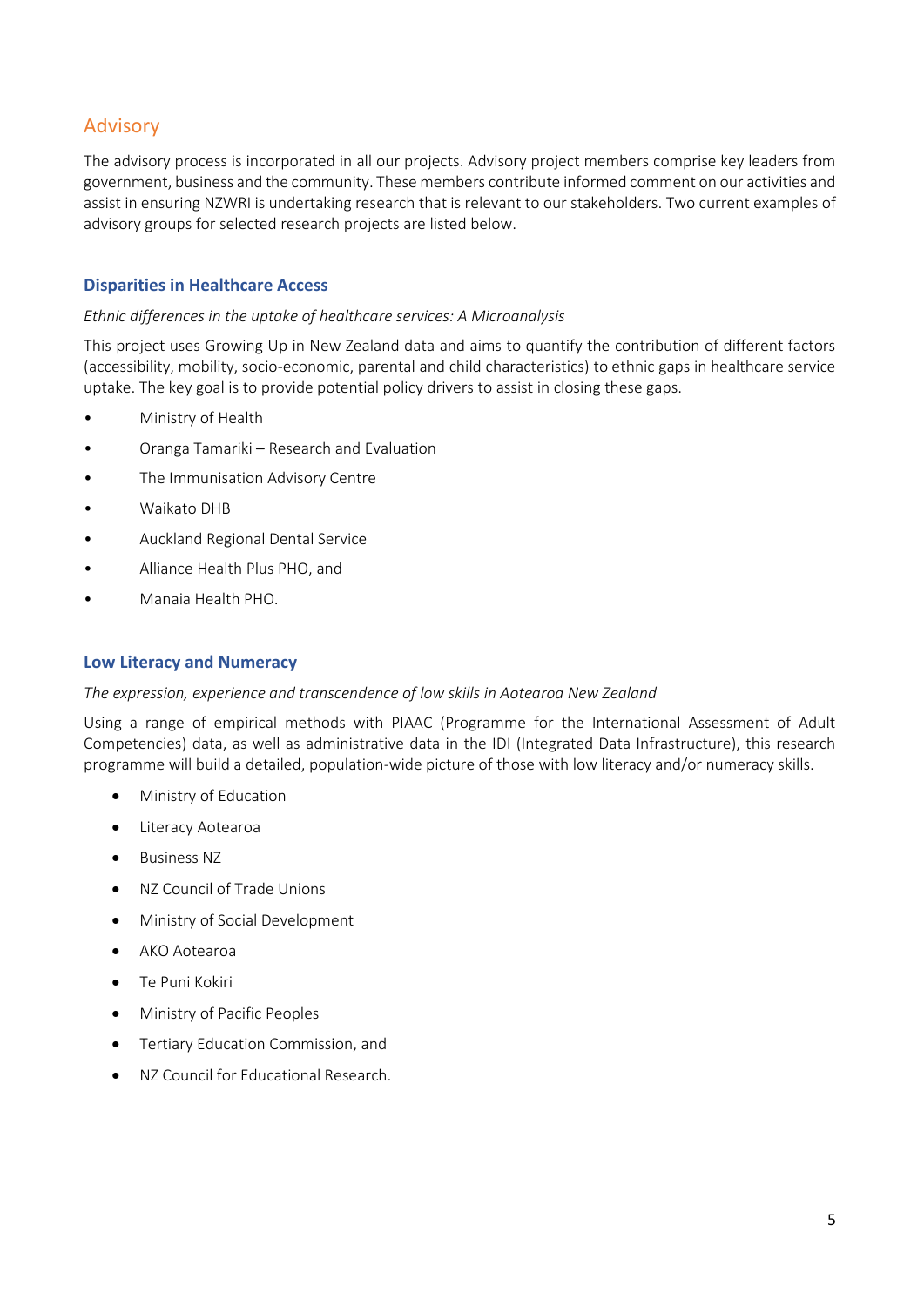## Advisory

The advisory process is incorporated in all our projects. Advisory project members comprise key leaders from government, business and the community. These members contribute informed comment on our activities and assist in ensuring NZWRI is undertaking research that is relevant to our stakeholders. Two current examples of advisory groups for selected research projects are listed below.

### Disparities in Healthcare Access

*Ethnic differences in the uptake of healthcare services: A Microanalysis*

This project uses Growing Up in New Zealand data and aims to quantify the contribution of different factors (accessibility, mobility, socio-economic, parental and child characteristics) to ethnic gaps in healthcare service uptake. The key goal is to provide potential policy drivers to assist in closing these gaps.

- Ministry of Health
- Oranga Tamariki – Research and Evaluation
- The Immunisation Advisory Centre
- Waikato DHB
- Auckland Regional Dental Service
- Alliance Health Plus PHO, and
- Manaia Health PHO.

### Low Literacy and Numeracy

*The expression, experience and transcendence of low skills in Aotearoa New Zealand*

Using a range of empirical methods with PIAAC (Programme for the International Assessment of Adult Competencies) data, as well as administrative data in the IDI (Integrated Data Infrastructure), this research programme will build a detailed, population-wide picture of those with low literacy and/or numeracy skills.

- Ministry of Education
- Literacy Aotearoa
- Business NZ
- NZ Council of Trade Unions
- Ministry of Social Development
- AKO Aotearoa
- Te Puni Kokiri
- Ministry of Pacific Peoples
- Tertiary Education Commission, and
- NZ Council for Educational Research.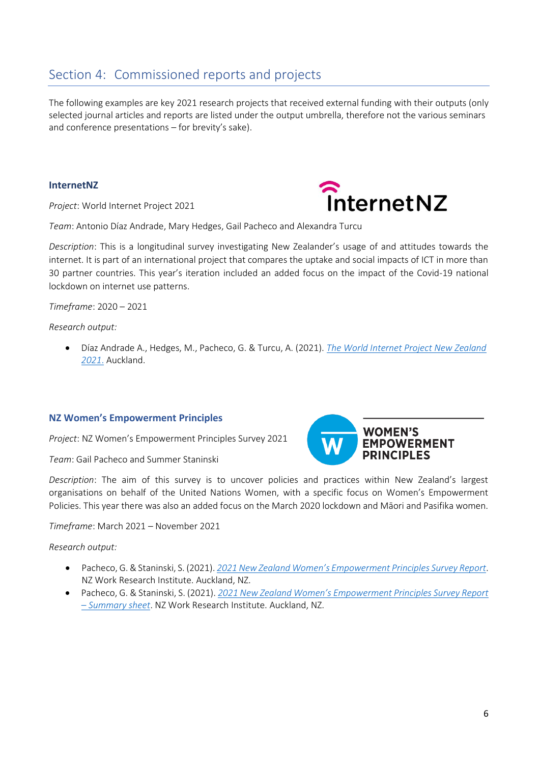## Section 4: Commissioned reports and projects

The following examples are key 2021 research projects that received external funding with their outputs (only selected journal articles and reports are listed under the output umbrella, therefore not the various seminars and conference presentations – for brevity's sake).

### InternetNZ

*Project*: World Internet Project 2021

*Team*: Antonio Díaz Andrade, Mary Hedges, Gail Pacheco and Alexandra Turcu

*Description*: This is a longitudinal survey investigating New Zealander's usage of and attitudes towards the internet. It is part of an international project that compares the uptake and social impacts of ICT in more than 30 partner countries. This year's iteration included an added focus on the impact of the Covid-19 national lockdown on internet use patterns.

*Timeframe*: 2020 – 2021

*Research output:*

- Díaz Andrade A., Hedges, M., Pacheco, G. & Turcu, A. (2021). *The World Internet Project New Zealand 2021*. Auckland.

### NZ Women's Empowerment Principles

*Project*: NZ Women's Empowerment Principles Survey 2021

*Team*: Gail Pacheco and Summer Staninski

*Description*: The aim of this survey is to uncover policies and practices within New Zealand's largest organisations on behalf of the United Nations Women, with a specific focus on Women's Empowerment Policies. This year there was also an added focus on the March 2020 lockdown and Māori and Pasifika women.

*Timeframe*: March 2021 – November 2021

*Research output:*

- Pacheco, G. & Staninski, S. (2021). *2021 New Zealand Women's Empowerment Principles Survey Report*. NZ Work Research Institute. Auckland, NZ.
- Pacheco, G. & Staninski, S. (2021). *2021 New Zealand Women's Empowerment Principles Survey Report – Summary sheet*. NZ Work Research Institute. Auckland, NZ.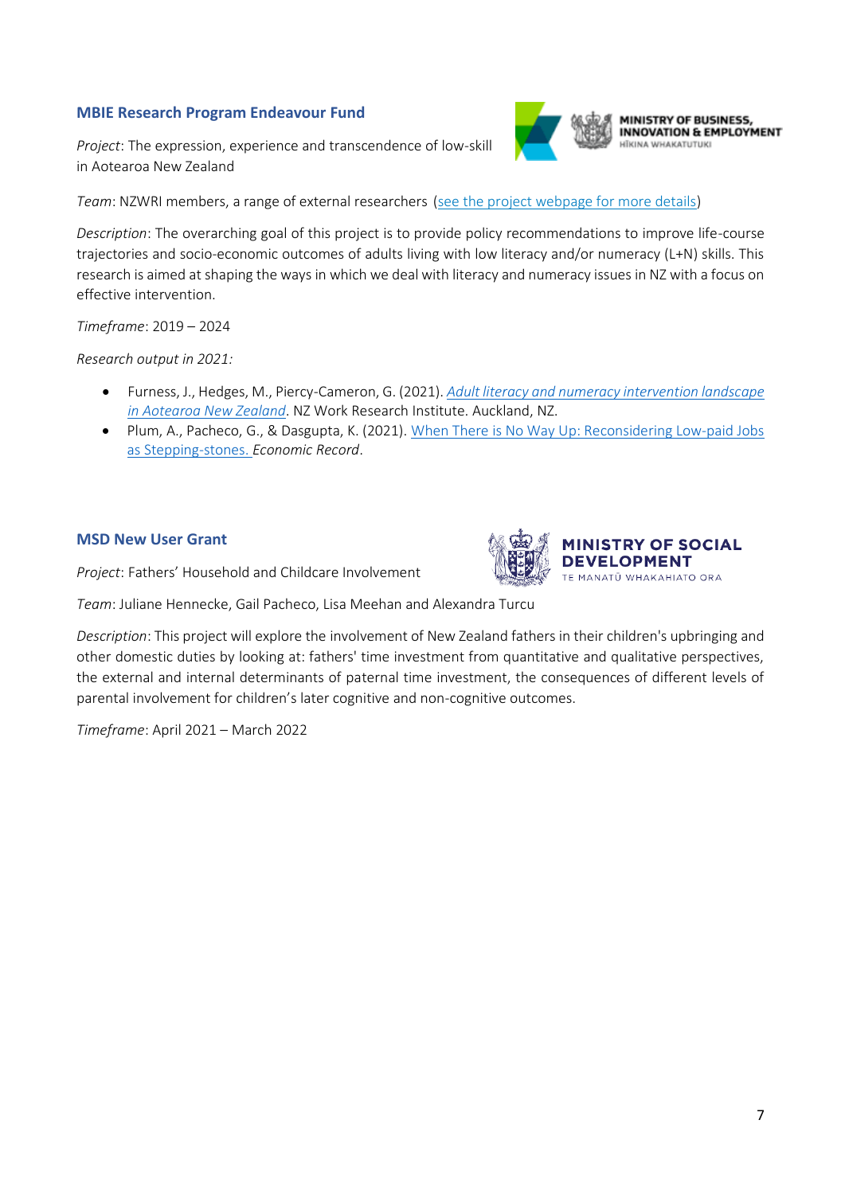### MBIE Research Program Endeavour Fund

*Project*: The expression, experience and transcendence of low-skill in Aotearoa New Zealand

*Team*: NZWRI members, a range of external researchers (see the project webpage for more details)

*Description*: The overarching goal of this project is to provide policy recommendations to improve life-course trajectories and socio-economic outcomes of adults living with low literacy and/or numeracy (L+N) skills. This research is aimed at shaping the ways in which we deal with literacy and numeracy issues in NZ with a focus on effective intervention.

*Timeframe*: 2019 – 2024

*Research output in 2021:*

- Furness, J., Hedges, M., Piercy-Cameron, G. (2021). *Adult literacy and numeracy intervention landscape in Aotearoa New Zealand*. NZ Work Research Institute. Auckland, NZ.
- Plum, A., Pacheco, G., & Dasgupta, K. (2021). When There is No Way Up: Reconsidering Low-paid Jobs as Stepping-stones. *Economic Record*.

### MSD New User Grant

*Project*: Fathers' Household and Childcare Involvement

*Team*: Juliane Hennecke, Gail Pacheco, Lisa Meehan and Alexandra Turcu

*Description*: This project will explore the involvement of New Zealand fathers in their children's upbringing and other domestic duties by looking at: fathers' time investment from quantitative and qualitative perspectives, the external and internal determinants of paternal time investment, the consequences of different levels of parental involvement for children's later cognitive and non-cognitive outcomes.

*Timeframe*: April 2021 – March 2022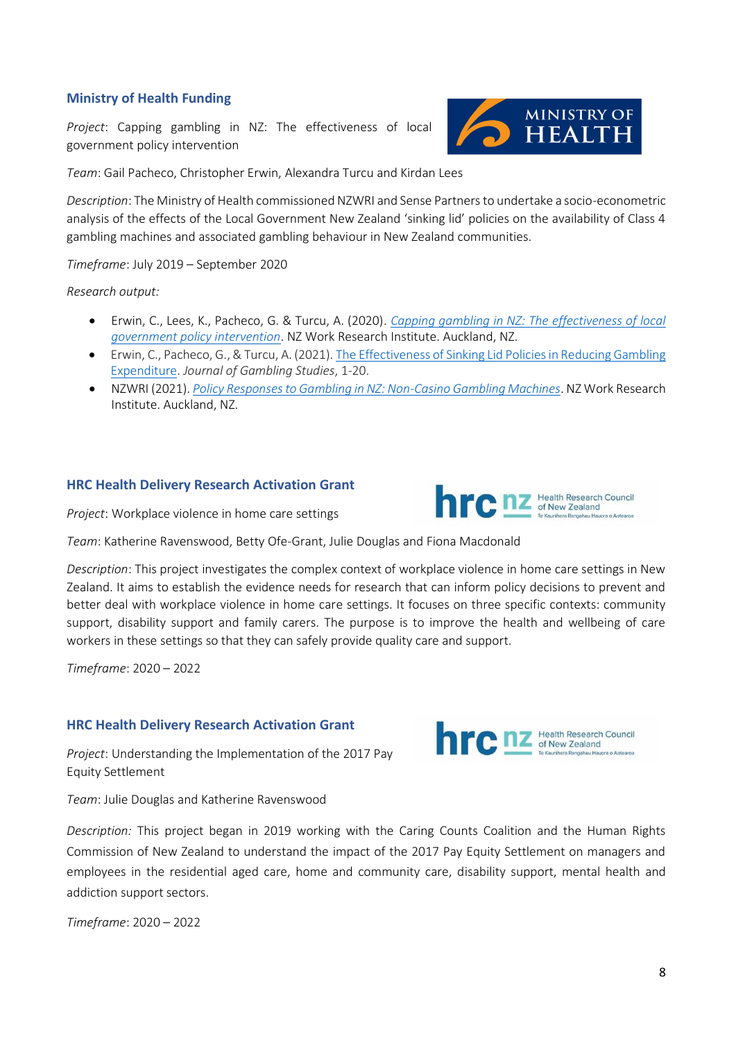## Ministry of Health Funding

*Project*: Capping gambling in NZ: The effectiveness of local government policy intervention

*Team*: Gail Pacheco, Christopher Erwin, Alexandra Turcu and Kirdan Lees

*Description*: The Ministry of Health commissioned NZWRI and Sense Partners to undertake a socio-econometric analysis of the effects of the Local Government New Zealand 'sinking lid' policies on the availability of Class 4 gambling machines and associated gambling behaviour in New Zealand communities.

*Timeframe*: July 2019 – September 2020

*Research output:*

- Erwin, C., Lees, K., Pacheco, G. & Turcu, A. (2020). *Capping gambling in NZ: The effectiveness of local government policy intervention*. NZ Work Research Institute. Auckland, NZ.
- Erwin, C., Pacheco, G., & Turcu, A. (2021). The Effectiveness of Sinking Lid Policies in Reducing Gambling Expenditure. *Journal of Gambling Studies*, 1-20.
- NZWRI (2021). *Policy Responses to Gambling in NZ: Non-Casino Gambling Machines*. NZ Work Research Institute. Auckland, NZ.

## HRC Health Delivery Research Activation Grant

*Project*: Workplace violence in home care settings

*Team*: Katherine Ravenswood, Betty Ofe-Grant, Julie Douglas and Fiona Macdonald

*Description*: This project investigates the complex context of workplace violence in home care settings in New Zealand. It aims to establish the evidence needs for research that can inform policy decisions to prevent and better deal with workplace violence in home care settings. It focuses on three specific contexts: community support, disability support and family carers. The purpose is to improve the health and wellbeing of care workers in these settings so that they can safely provide quality care and support.

*Timeframe*: 2020 – 2022

## HRC Health Delivery Research Activation Grant

*Project*: Understanding the Implementation of the 2017 Pay Equity Settlement

*Team*: Julie Douglas and Katherine Ravenswood

*Description:* This project began in 2019 working with the Caring Counts Coalition and the Human Rights Commission of New Zealand to understand the impact of the 2017 Pay Equity Settlement on managers and employees in the residential aged care, home and community care, disability support, mental health and addiction support sectors.

*Timeframe*: 2020 – 2022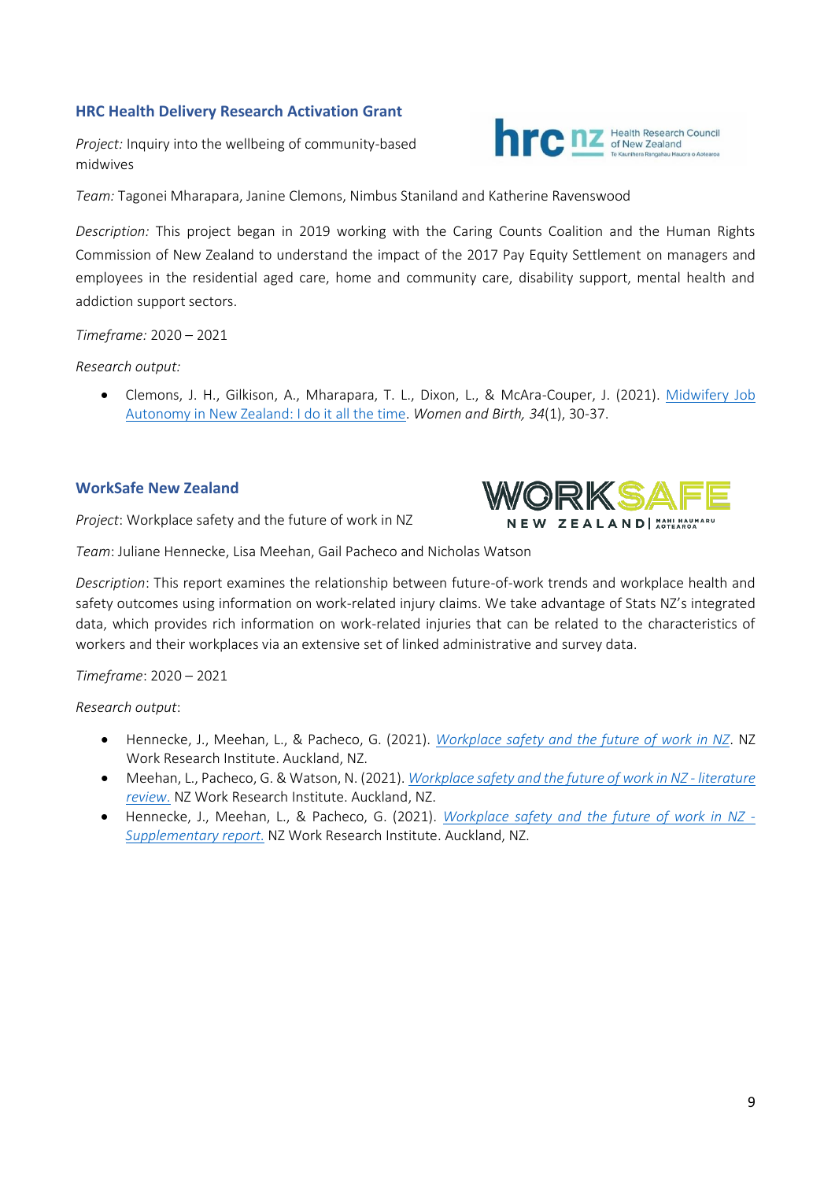### HRC Health Delivery Research Activation Grant

*Project:* Inquiry into the wellbeing of community-based midwives

*Team:* Tagonei Mharapara, Janine Clemons, Nimbus Staniland and Katherine Ravenswood

*Description:* This project began in 2019 working with the Caring Counts Coalition and the Human Rights Commission of New Zealand to understand the impact of the 2017 Pay Equity Settlement on managers and employees in the residential aged care, home and community care, disability support, mental health and addiction support sectors.

*Timeframe:* 2020 – 2021

*Research output:*

- Clemons, J. H., Gilkison, A., Mharapara, T. L., Dixon, L., & McAra-Couper, J. (2021). Midwifery Job Autonomy in New Zealand: I do it all the time. *Women and Birth, 34*(1), 30-37.

### WorkSafe New Zealand

*Project*: Workplace safety and the future of work in NZ

*Team*: Juliane Hennecke, Lisa Meehan, Gail Pacheco and Nicholas Watson

*Description*: This report examines the relationship between future-of-work trends and workplace health and safety outcomes using information on work-related injury claims. We take advantage of Stats NZ's integrated data, which provides rich information on work-related injuries that can be related to the characteristics of workers and their workplaces via an extensive set of linked administrative and survey data.

*Timeframe*: 2020 – 2021

*Research output*:

- Hennecke, J., Meehan, L., & Pacheco, G. (2021). *Workplace safety and the future of work in NZ*. NZ Work Research Institute. Auckland, NZ.
- Meehan, L., Pacheco, G. & Watson, N. (2021). *Workplace safety and the future of work in NZ - literature review.* NZ Work Research Institute. Auckland, NZ.
- Hennecke, J., Meehan, L., & Pacheco, G. (2021). *Workplace safety and the future of work in NZ - Supplementary report.* NZ Work Research Institute. Auckland, NZ.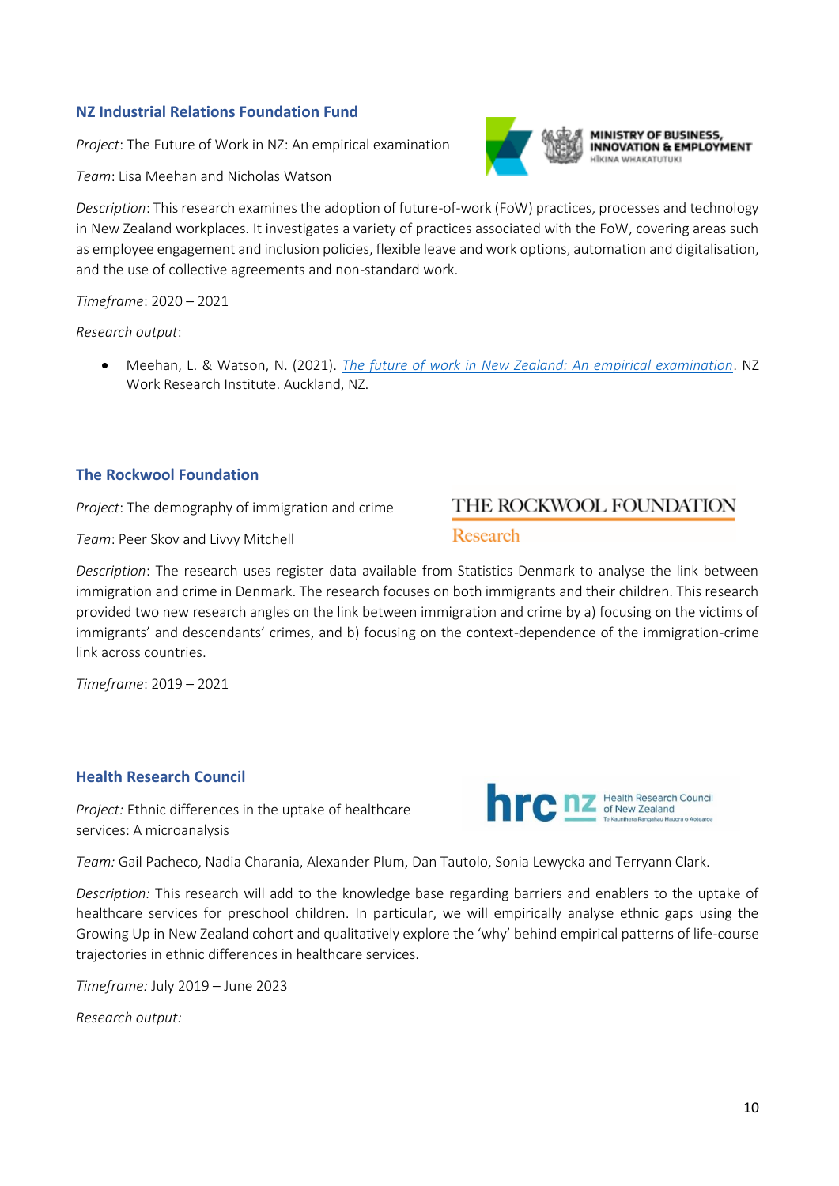### NZ Industrial Relations Foundation Fund

*Project*: The Future of Work in NZ: An empirical examination

*Team*: Lisa Meehan and Nicholas Watson

*Description*: This research examines the adoption of future-of-work (FoW) practices, processes and technology in New Zealand workplaces. It investigates a variety of practices associated with the FoW, covering areas such as employee engagement and inclusion policies, flexible leave and work options, automation and digitalisation, and the use of collective agreements and non-standard work.

*Timeframe*: 2020 – 2021

*Research output*:

- Meehan, L. & Watson, N. (2021). *The future of work in New Zealand: An empirical examination*. NZ Work Research Institute. Auckland, NZ.

### The Rockwool Foundation

*Project*: The demography of immigration and crime

*Team*: Peer Skov and Livvy Mitchell

*Description*: The research uses register data available from Statistics Denmark to analyse the link between immigration and crime in Denmark. The research focuses on both immigrants and their children. This research provided two new research angles on the link between immigration and crime by a) focusing on the victims of immigrants' and descendants' crimes, and b) focusing on the context-dependence of the immigration-crime link across countries.

*Timeframe*: 2019 – 2021

### Health Research Council

*Project:* Ethnic differences in the uptake of healthcare services: A microanalysis

*Team:* Gail Pacheco, Nadia Charania, Alexander Plum, Dan Tautolo, Sonia Lewycka and Terryann Clark.

*Description:* This research will add to the knowledge base regarding barriers and enablers to the uptake of healthcare services for preschool children. In particular, we will empirically analyse ethnic gaps using the Growing Up in New Zealand cohort and qualitatively explore the 'why' behind empirical patterns of life-course trajectories in ethnic differences in healthcare services.

*Timeframe:* July 2019 – June 2023

*Research output:*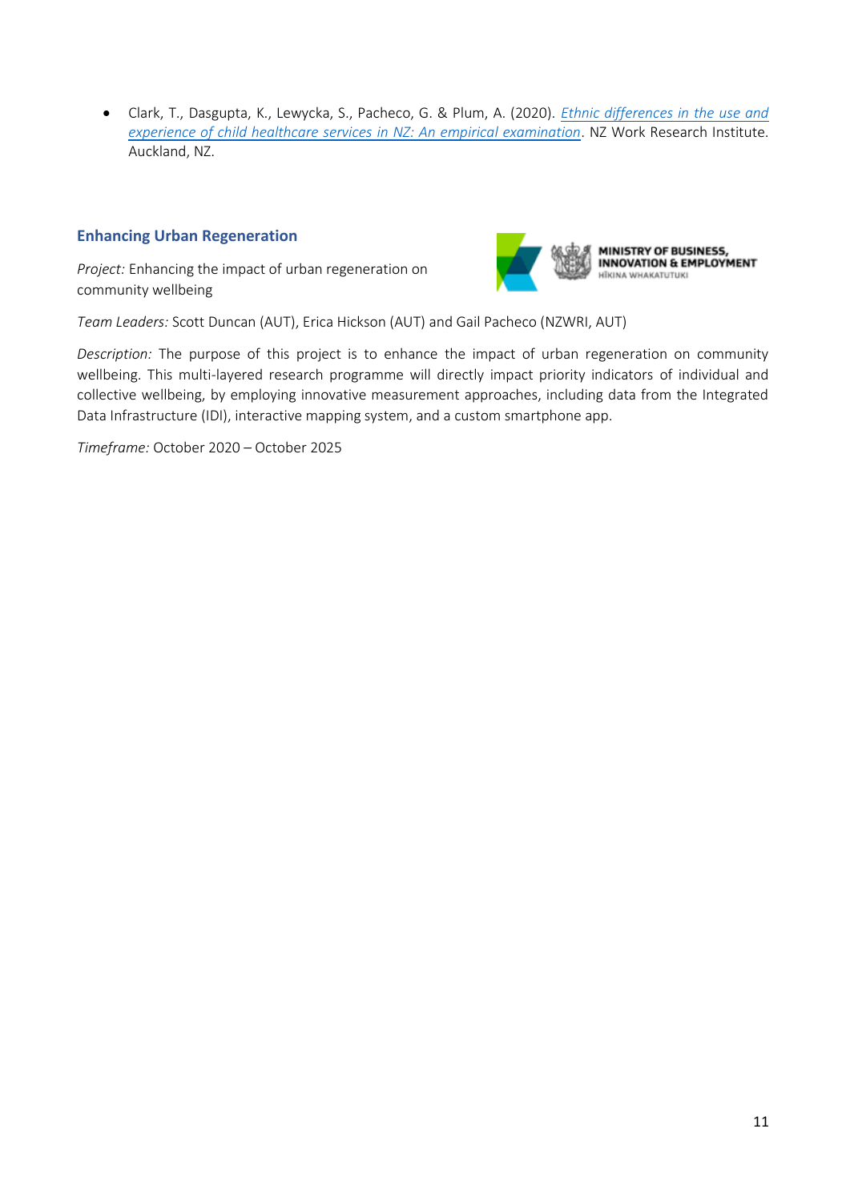- Clark, T., Dasgupta, K., Lewycka, S., Pacheco, G. & Plum, A. (2020). *Ethnic differences in the use and experience of child healthcare services in NZ: An empirical examination*. NZ Work Research Institute. Auckland, NZ.

### Enhancing Urban Regeneration

*Project:* Enhancing the impact of urban regeneration on community wellbeing

MINISTRY OF BUSINESS, INNOVATION & EMPLOYMENT
HĪKINA WHAKATUTUKI

*Team Leaders:* Scott Duncan (AUT), Erica Hickson (AUT) and Gail Pacheco (NZWRI, AUT)

*Description:* The purpose of this project is to enhance the impact of urban regeneration on community wellbeing. This multi-layered research programme will directly impact priority indicators of individual and collective wellbeing, by employing innovative measurement approaches, including data from the Integrated Data Infrastructure (IDI), interactive mapping system, and a custom smartphone app.

*Timeframe:* October 2020 – October 2025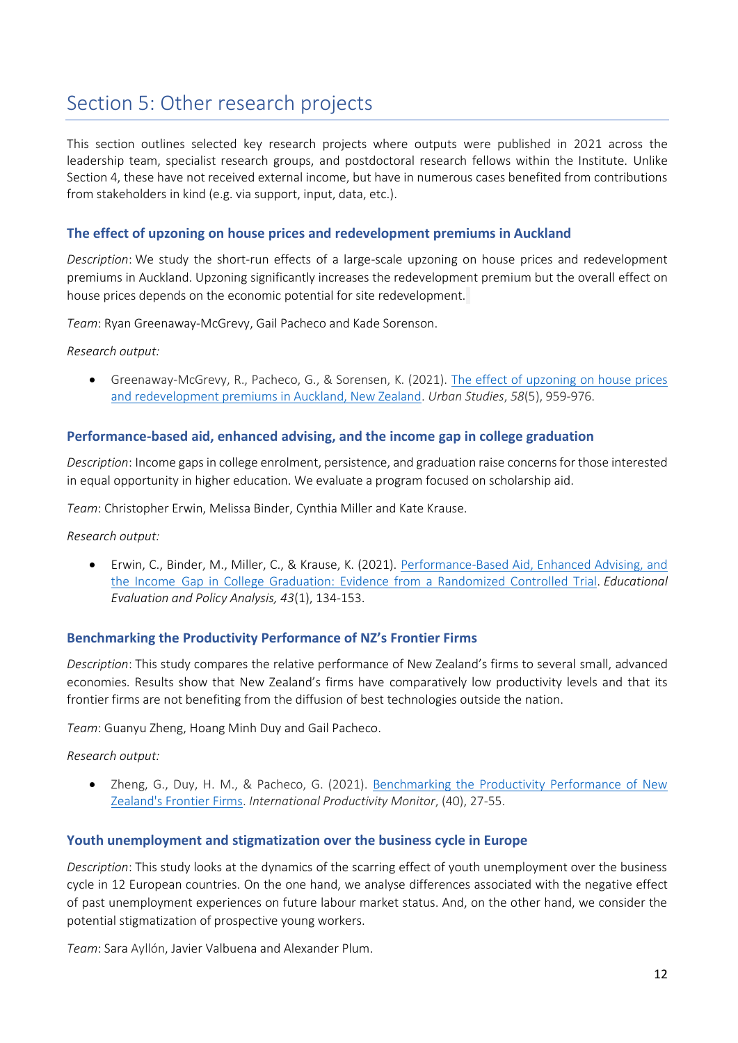# Section 5: Other research projects

This section outlines selected key research projects where outputs were published in 2021 across the leadership team, specialist research groups, and postdoctoral research fellows within the Institute. Unlike Section 4, these have not received external income, but have in numerous cases benefited from contributions from stakeholders in kind (e.g. via support, input, data, etc.).

### The effect of upzoning on house prices and redevelopment premiums in Auckland

*Description*: We study the short-run effects of a large-scale upzoning on house prices and redevelopment premiums in Auckland. Upzoning significantly increases the redevelopment premium but the overall effect on house prices depends on the economic potential for site redevelopment.

*Team*: Ryan Greenaway-McGrevy, Gail Pacheco and Kade Sorenson.

*Research output:*

- Greenaway-McGrevy, R., Pacheco, G., & Sorensen, K. (2021). The effect of upzoning on house prices and redevelopment premiums in Auckland, New Zealand. *Urban Studies*, *58*(5), 959-976.

### Performance-based aid, enhanced advising, and the income gap in college graduation

*Description*: Income gaps in college enrolment, persistence, and graduation raise concerns for those interested in equal opportunity in higher education. We evaluate a program focused on scholarship aid.

*Team*: Christopher Erwin, Melissa Binder, Cynthia Miller and Kate Krause.

*Research output:*

- Erwin, C., Binder, M., Miller, C., & Krause, K. (2021). Performance-Based Aid, Enhanced Advising, and the Income Gap in College Graduation: Evidence from a Randomized Controlled Trial. *Educational Evaluation and Policy Analysis, 43*(1), 134-153.

### Benchmarking the Productivity Performance of NZ's Frontier Firms

*Description*: This study compares the relative performance of New Zealand's firms to several small, advanced economies. Results show that New Zealand's firms have comparatively low productivity levels and that its frontier firms are not benefiting from the diffusion of best technologies outside the nation.

*Team*: Guanyu Zheng, Hoang Minh Duy and Gail Pacheco.

*Research output:*

- Zheng, G., Duy, H. M., & Pacheco, G. (2021). Benchmarking the Productivity Performance of New Zealand's Frontier Firms. *International Productivity Monitor*, (40), 27-55.

### Youth unemployment and stigmatization over the business cycle in Europe

*Description*: This study looks at the dynamics of the scarring effect of youth unemployment over the business cycle in 12 European countries. On the one hand, we analyse differences associated with the negative effect of past unemployment experiences on future labour market status. And, on the other hand, we consider the potential stigmatization of prospective young workers.

*Team*: Sara Ayllón, Javier Valbuena and Alexander Plum.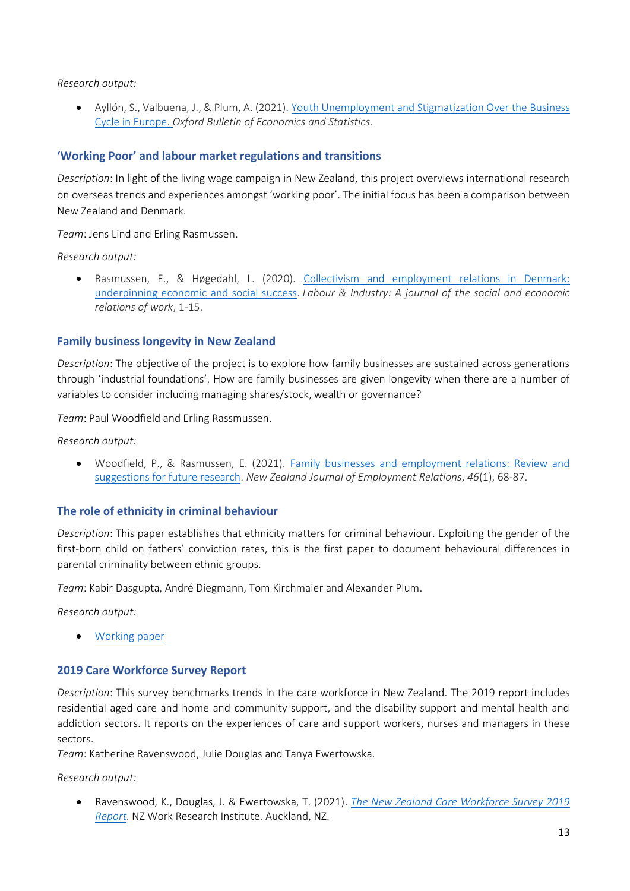*Research output:*

- Ayllón, S., Valbuena, J., & Plum, A. (2021). Youth Unemployment and Stigmatization Over the Business Cycle in Europe. *Oxford Bulletin of Economics and Statistics*.

### 'Working Poor' and labour market regulations and transitions

*Description*: In light of the living wage campaign in New Zealand, this project overviews international research on overseas trends and experiences amongst 'working poor'. The initial focus has been a comparison between New Zealand and Denmark.

*Team*: Jens Lind and Erling Rasmussen.

*Research output:*

- Rasmussen, E., & Høgedahl, L. (2020). Collectivism and employment relations in Denmark: underpinning economic and social success. *Labour & Industry: A journal of the social and economic relations of work*, 1-15.

### Family business longevity in New Zealand

*Description*: The objective of the project is to explore how family businesses are sustained across generations through 'industrial foundations'. How are family businesses are given longevity when there are a number of variables to consider including managing shares/stock, wealth or governance?

*Team*: Paul Woodfield and Erling Rassmussen.

*Research output:*

- Woodfield, P., & Rassmussen, E. (2021). Family businesses and employment relations: Review and suggestions for future research. *New Zealand Journal of Employment Relations*, *46*(1), 68-87.

### The role of ethnicity in criminal behaviour

*Description*: This paper establishes that ethnicity matters for criminal behaviour. Exploiting the gender of the first-born child on fathers' conviction rates, this is the first paper to document behavioural differences in parental criminality between ethnic groups.

*Team*: Kabir Dasgupta, André Diegmann, Tom Kirchmaier and Alexander Plum.

*Research output:*

- Working paper

### 2019 Care Workforce Survey Report

*Description*: This survey benchmarks trends in the care workforce in New Zealand. The 2019 report includes residential aged care and home and community support, and the disability support and mental health and addiction sectors. It reports on the experiences of care and support workers, nurses and managers in these sectors.

*Team*: Katherine Ravenswood, Julie Douglas and Tanya Ewertowska.

*Research output:*

- Ravenswood, K., Douglas, J. & Ewertowska, T. (2021). *The New Zealand Care Workforce Survey 2019 Report*. NZ Work Research Institute. Auckland, NZ.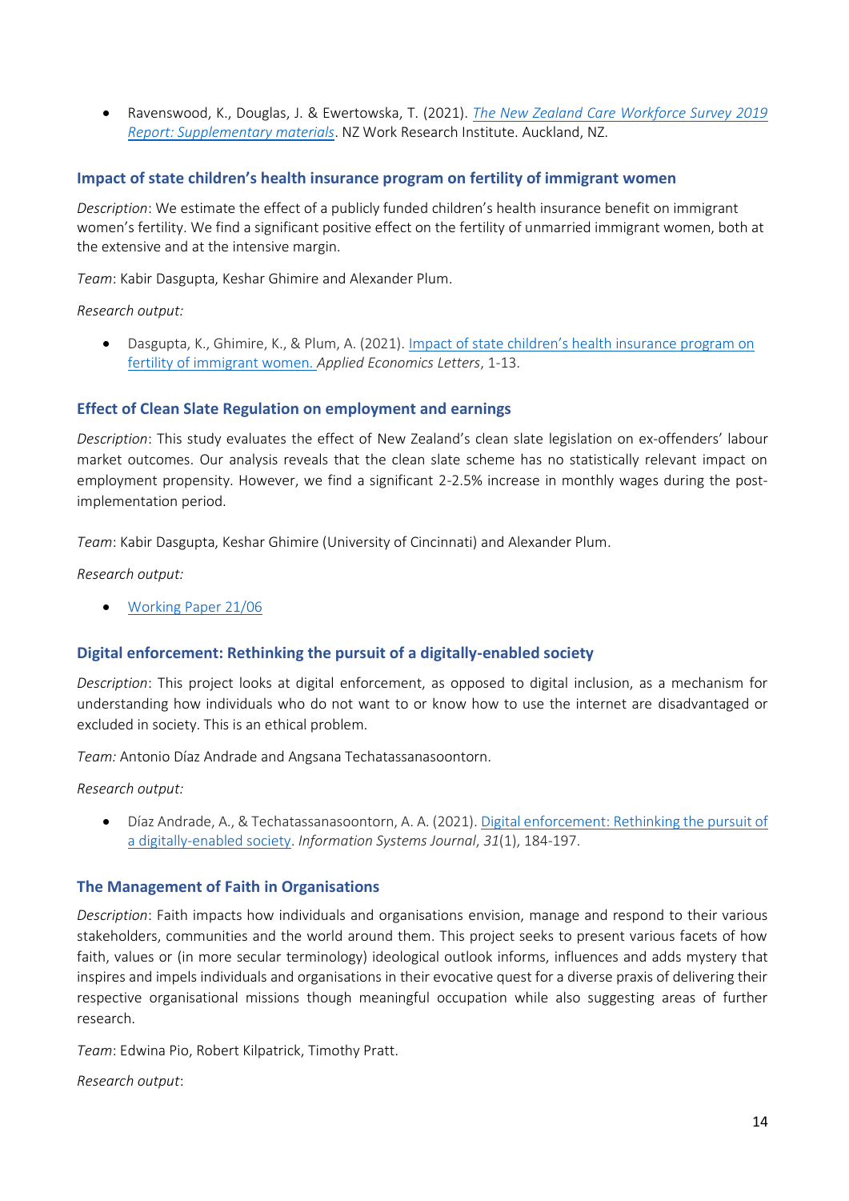- Ravenswood, K., Douglas, J. & Ewertowska, T. (2021). *The New Zealand Care Workforce Survey 2019 Report: Supplementary materials*. NZ Work Research Institute. Auckland, NZ.

### Impact of state children's health insurance program on fertility of immigrant women

*Description*: We estimate the effect of a publicly funded children's health insurance benefit on immigrant women's fertility. We find a significant positive effect on the fertility of unmarried immigrant women, both at the extensive and at the intensive margin.

*Team*: Kabir Dasgupta, Keshar Ghimire and Alexander Plum.

*Research output:*

- Dasgupta, K., Ghimire, K., & Plum, A. (2021). Impact of state children's health insurance program on fertility of immigrant women. *Applied Economics Letters*, 1-13.

### Effect of Clean Slate Regulation on employment and earnings

*Description*: This study evaluates the effect of New Zealand's clean slate legislation on ex-offenders' labour market outcomes. Our analysis reveals that the clean slate scheme has no statistically relevant impact on employment propensity. However, we find a significant 2-2.5% increase in monthly wages during the post-implementation period.

*Team*: Kabir Dasgupta, Keshar Ghimire (University of Cincinnati) and Alexander Plum.

*Research output:*

- Working Paper 21/06

### Digital enforcement: Rethinking the pursuit of a digitally-enabled society

*Description*: This project looks at digital enforcement, as opposed to digital inclusion, as a mechanism for understanding how individuals who do not want to or know how to use the internet are disadvantaged or excluded in society. This is an ethical problem.

*Team:* Antonio Díaz Andrade and Angsana Techatassanasoontorn.

*Research output:*

- Díaz Andrade, A., & Techatassanasoontorn, A. A. (2021). Digital enforcement: Rethinking the pursuit of a digitally-enabled society. *Information Systems Journal*, *31*(1), 184-197.

### The Management of Faith in Organisations

*Description*: Faith impacts how individuals and organisations envision, manage and respond to their various stakeholders, communities and the world around them. This project seeks to present various facets of how faith, values or (in more secular terminology) ideological outlook informs, influences and adds mystery that inspires and impels individuals and organisations in their evocative quest for a diverse praxis of delivering their respective organisational missions though meaningful occupation while also suggesting areas of further research.

*Team*: Edwina Pio, Robert Kilpatrick, Timothy Pratt.

*Research output*: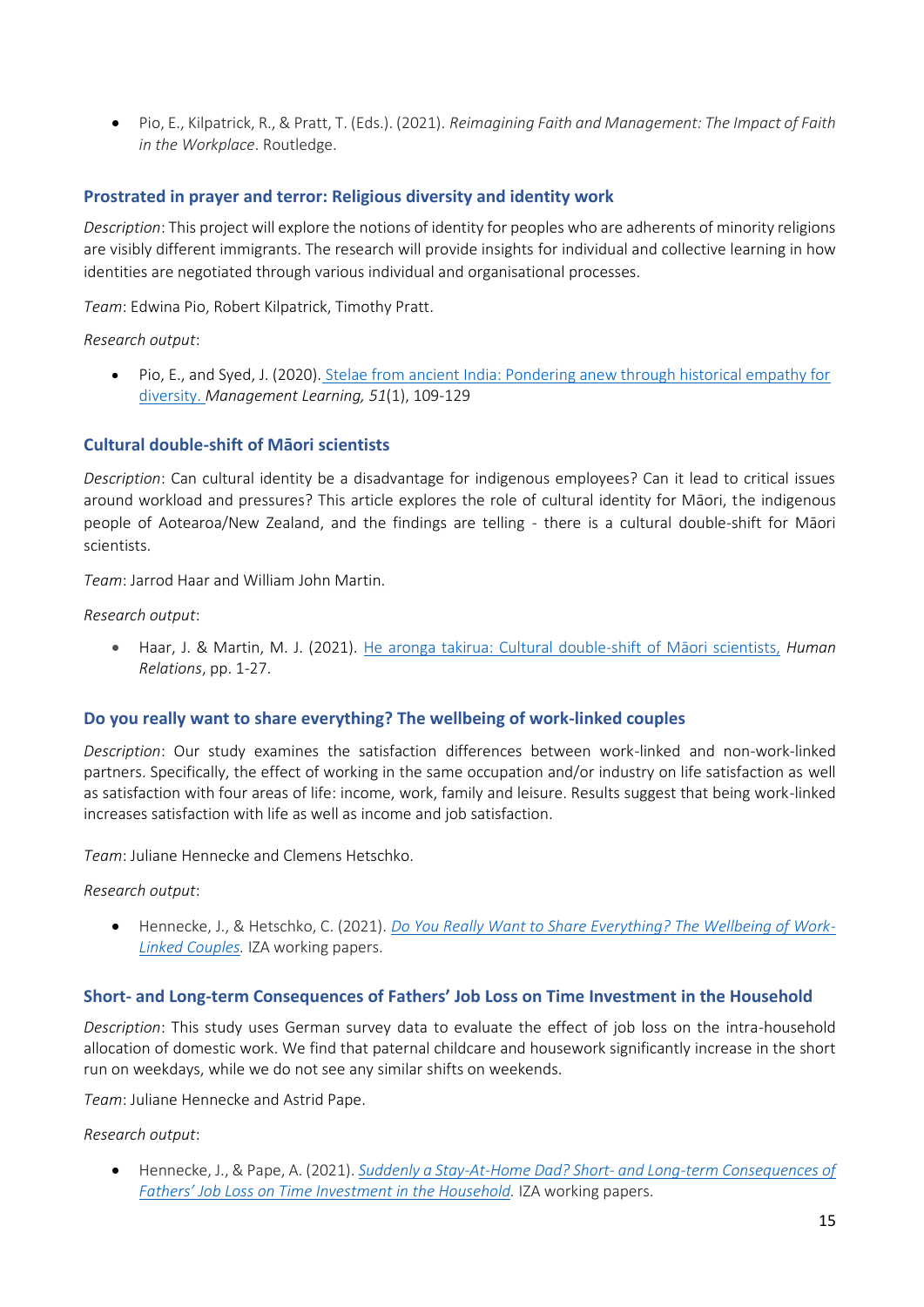- Pio, E., Kilpatrick, R., & Pratt, T. (Eds.). (2021). *Reimagining Faith and Management: The Impact of Faith in the Workplace*. Routledge.

### Prostrated in prayer and terror: Religious diversity and identity work

*Description*: This project will explore the notions of identity for peoples who are adherents of minority religions are visibly different immigrants. The research will provide insights for individual and collective learning in how identities are negotiated through various individual and organisational processes.

*Team*: Edwina Pio, Robert Kilpatrick, Timothy Pratt.

*Research output*:

- Pio, E., and Syed, J. (2020). Stelae from ancient India: Pondering anew through historical empathy for diversity. *Management Learning, 51*(1), 109-129

### Cultural double-shift of Māori scientists

*Description*: Can cultural identity be a disadvantage for indigenous employees? Can it lead to critical issues around workload and pressures? This article explores the role of cultural identity for Māori, the indigenous people of Aotearoa/New Zealand, and the findings are telling - there is a cultural double-shift for Māori scientists.

*Team*: Jarrod Haar and William John Martin.

*Research output*:

- Haar, J. & Martin, M. J. (2021). He aronga takirua: Cultural double-shift of Māori scientists, *Human Relations*, pp. 1-27.

### Do you really want to share everything? The wellbeing of work-linked couples

*Description*: Our study examines the satisfaction differences between work-linked and non-work-linked partners. Specifically, the effect of working in the same occupation and/or industry on life satisfaction as well as satisfaction with four areas of life: income, work, family and leisure. Results suggest that being work-linked increases satisfaction with life as well as income and job satisfaction.

*Team*: Juliane Hennecke and Clemens Hetschko.

*Research output*:

- Hennecke, J., & Hetschko, C. (2021). *Do You Really Want to Share Everything? The Wellbeing of Work-Linked Couples.* IZA working papers.

### Short- and Long-term Consequences of Fathers' Job Loss on Time Investment in the Household

*Description*: This study uses German survey data to evaluate the effect of job loss on the intra-household allocation of domestic work. We find that paternal childcare and housework significantly increase in the short run on weekdays, while we do not see any similar shifts on weekends.

*Team*: Juliane Hennecke and Astrid Pape.

*Research output*:

- Hennecke, J., & Pape, A. (2021). *Suddenly a Stay-At-Home Dad? Short- and Long-term Consequences of Fathers' Job Loss on Time Investment in the Household.* IZA working papers.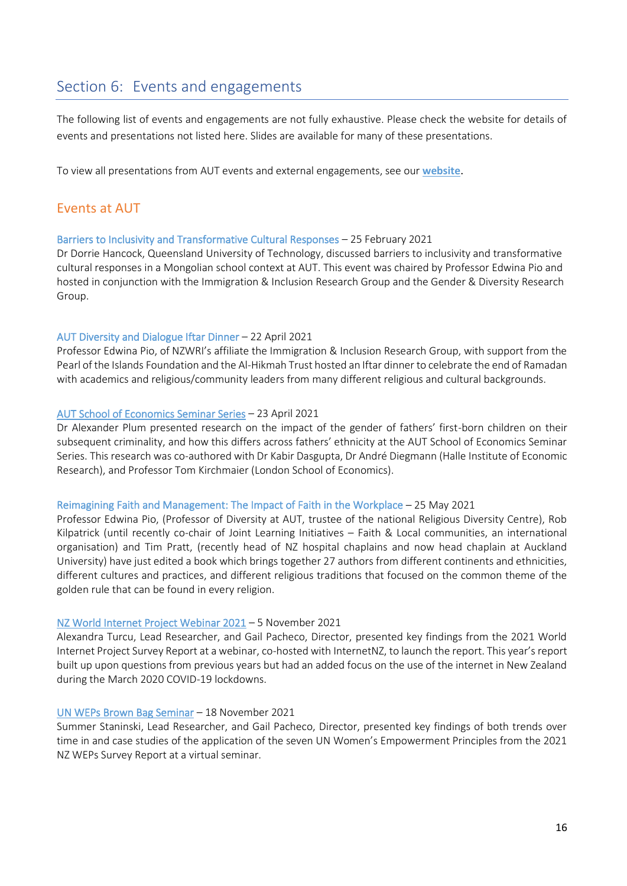## Section 6: Events and engagements

The following list of events and engagements are not fully exhaustive. Please check the website for details of events and presentations not listed here. Slides are available for many of these presentations.

To view all presentations from AUT events and external engagements, see our **website**.

### Events at AUT

Barriers to Inclusivity and Transformative Cultural Responses – 25 February 2021
Dr Dorrie Hancock, Queensland University of Technology, discussed barriers to inclusivity and transformative cultural responses in a Mongolian school context at AUT. This event was chaired by Professor Edwina Pio and hosted in conjunction with the Immigration & Inclusion Research Group and the Gender & Diversity Research Group.

AUT Diversity and Dialogue Iftar Dinner – 22 April 2021
Professor Edwina Pio, of NZWRI's affiliate the Immigration & Inclusion Research Group, with support from the Pearl of the Islands Foundation and the Al-Hikmah Trust hosted an Iftar dinner to celebrate the end of Ramadan with academics and religious/community leaders from many different religious and cultural backgrounds.

AUT School of Economics Seminar Series – 23 April 2021
Dr Alexander Plum presented research on the impact of the gender of fathers' first-born children on their subsequent criminality, and how this differs across fathers' ethnicity at the AUT School of Economics Seminar Series. This research was co-authored with Dr Kabir Dasgupta, Dr André Diegmann (Halle Institute of Economic Research), and Professor Tom Kirchmaier (London School of Economics).

Reimagining Faith and Management: The Impact of Faith in the Workplace – 25 May 2021
Professor Edwina Pio, (Professor of Diversity at AUT, trustee of the national Religious Diversity Centre), Rob Kilpatrick (until recently co-chair of Joint Learning Initiatives – Faith & Local communities, an international organisation) and Tim Pratt, (recently head of NZ hospital chaplains and now head chaplain at Auckland University) have just edited a book which brings together 27 authors from different continents and ethnicities, different cultures and practices, and different religious traditions that focused on the common theme of the golden rule that can be found in every religion.

NZ World Internet Project Webinar 2021 – 5 November 2021
Alexandra Turcu, Lead Researcher, and Gail Pacheco, Director, presented key findings from the 2021 World Internet Project Survey Report at a webinar, co-hosted with InternetNZ, to launch the report. This year's report built up upon questions from previous years but had an added focus on the use of the internet in New Zealand during the March 2020 COVID-19 lockdowns.

UN WEPs Brown Bag Seminar – 18 November 2021
Summer Staninski, Lead Researcher, and Gail Pacheco, Director, presented key findings of both trends over time in and case studies of the application of the seven UN Women's Empowerment Principles from the 2021 NZ WEPs Survey Report at a virtual seminar.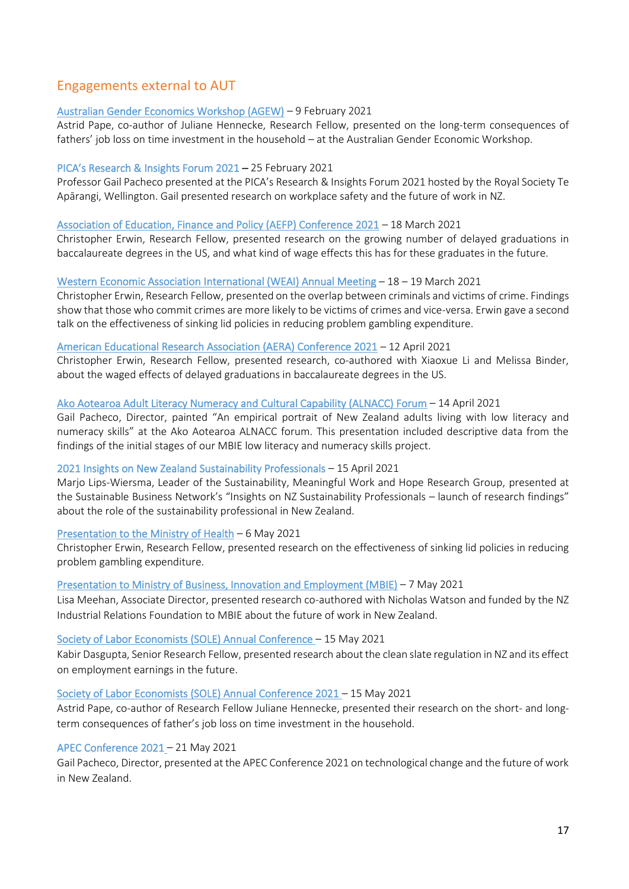## Engagements external to AUT

Australian Gender Economics Workshop (AGEW) – 9 February 2021
Astrid Pape, co-author of Juliane Hennecke, Research Fellow, presented on the long-term consequences of fathers' job loss on time investment in the household – at the Australian Gender Economic Workshop.

PICA's Research & Insights Forum 2021 – 25 February 2021
Professor Gail Pacheco presented at the PICA's Research & Insights Forum 2021 hosted by the Royal Society Te Apārangi, Wellington. Gail presented research on workplace safety and the future of work in NZ.

Association of Education, Finance and Policy (AEFP) Conference 2021 – 18 March 2021
Christopher Erwin, Research Fellow, presented research on the growing number of delayed graduations in baccalaureate degrees in the US, and what kind of wage effects this has for these graduates in the future.

Western Economic Association International (WEAI) Annual Meeting – 18 – 19 March 2021
Christopher Erwin, Research Fellow, presented on the overlap between criminals and victims of crime. Findings show that those who commit crimes are more likely to be victims of crimes and vice-versa. Erwin gave a second talk on the effectiveness of sinking lid policies in reducing problem gambling expenditure.

American Educational Research Association (AERA) Conference 2021 – 12 April 2021
Christopher Erwin, Research Fellow, presented research, co-authored with Xiaoxue Li and Melissa Binder, about the waged effects of delayed graduations in baccalaureate degrees in the US.

Ako Aotearoa Adult Literacy Numeracy and Cultural Capability (ALNACC) Forum – 14 April 2021
Gail Pacheco, Director, painted "An empirical portrait of New Zealand adults living with low literacy and numeracy skills" at the Ako Aotearoa ALNACC forum. This presentation included descriptive data from the findings of the initial stages of our MBIE low literacy and numeracy skills project.

2021 Insights on New Zealand Sustainability Professionals – 15 April 2021
Marjo Lips-Wiersma, Leader of the Sustainability, Meaningful Work and Hope Research Group, presented at the Sustainable Business Network's "Insights on NZ Sustainability Professionals – launch of research findings" about the role of the sustainability professional in New Zealand.

Presentation to the Ministry of Health – 6 May 2021
Christopher Erwin, Research Fellow, presented research on the effectiveness of sinking lid policies in reducing problem gambling expenditure.

Presentation to Ministry of Business, Innovation and Employment (MBIE) – 7 May 2021
Lisa Meehan, Associate Director, presented research co-authored with Nicholas Watson and funded by the NZ Industrial Relations Foundation to MBIE about the future of work in New Zealand.

Society of Labor Economists (SOLE) Annual Conference – 15 May 2021
Kabir Dasgupta, Senior Research Fellow, presented research about the clean slate regulation in NZ and its effect on employment earnings in the future.

Society of Labor Economists (SOLE) Annual Conference 2021 – 15 May 2021
Astrid Pape, co-author of Research Fellow Juliane Hennecke, presented their research on the short- and long-term consequences of father's job loss on time investment in the household.

APEC Conference 2021 – 21 May 2021
Gail Pacheco, Director, presented at the APEC Conference 2021 on technological change and the future of work in New Zealand.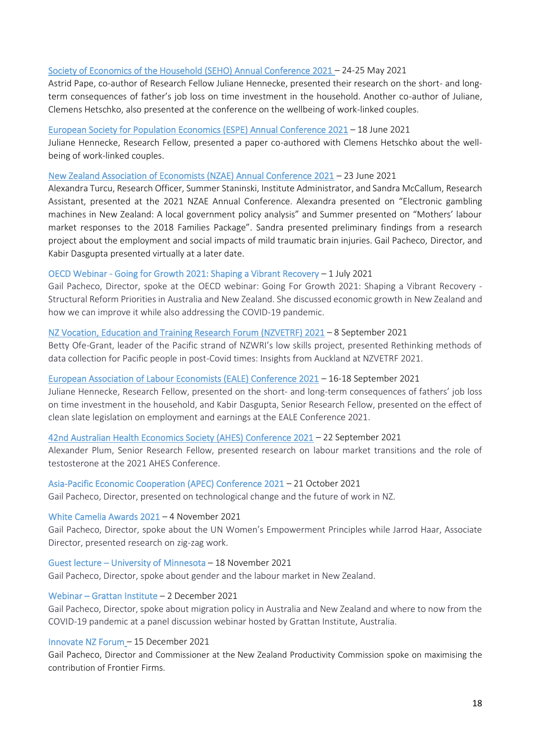Society of Economics of the Household (SEHO) Annual Conference 2021 – 24-25 May 2021

Astrid Pape, co-author of Research Fellow Juliane Hennecke, presented their research on the short- and long-term consequences of father's job loss on time investment in the household. Another co-author of Juliane, Clemens Hetschko, also presented at the conference on the wellbeing of work-linked couples.

European Society for Population Economics (ESPE) Annual Conference 2021 – 18 June 2021

Juliane Hennecke, Research Fellow, presented a paper co-authored with Clemens Hetschko about the well-being of work-linked couples.

New Zealand Association of Economists (NZAE) Annual Conference 2021 – 23 June 2021

Alexandra Turcu, Research Officer, Summer Staninski, Institute Administrator, and Sandra McCallum, Research Assistant, presented at the 2021 NZAE Annual Conference. Alexandra presented on "Electronic gambling machines in New Zealand: A local government policy analysis" and Summer presented on "Mothers' labour market responses to the 2018 Families Package". Sandra presented preliminary findings from a research project about the employment and social impacts of mild traumatic brain injuries. Gail Pacheco, Director, and Kabir Dasgupta presented virtually at a later date.

OECD Webinar - Going for Growth 2021: Shaping a Vibrant Recovery – 1 July 2021

Gail Pacheco, Director, spoke at the OECD webinar: Going For Growth 2021: Shaping a Vibrant Recovery - Structural Reform Priorities in Australia and New Zealand. She discussed economic growth in New Zealand and how we can improve it while also addressing the COVID-19 pandemic.

NZ Vocation, Education and Training Research Forum (NZVETRF) 2021 – 8 September 2021

Betty Ofe-Grant, leader of the Pacific strand of NZWRI's low skills project, presented Rethinking methods of data collection for Pacific people in post-Covid times: Insights from Auckland at NZVETRF 2021.

European Association of Labour Economists (EALE) Conference 2021 – 16-18 September 2021

Juliane Hennecke, Research Fellow, presented on the short- and long-term consequences of fathers' job loss on time investment in the household, and Kabir Dasgupta, Senior Research Fellow, presented on the effect of clean slate legislation on employment and earnings at the EALE Conference 2021.

42nd Australian Health Economics Society (AHES) Conference 2021 – 22 September 2021

Alexander Plum, Senior Research Fellow, presented research on labour market transitions and the role of testosterone at the 2021 AHES Conference.

Asia-Pacific Economic Cooperation (APEC) Conference 2021 – 21 October 2021

Gail Pacheco, Director, presented on technological change and the future of work in NZ.

White Camelia Awards 2021 – 4 November 2021

Gail Pacheco, Director, spoke about the UN Women's Empowerment Principles while Jarrod Haar, Associate Director, presented research on zig-zag work.

Guest lecture – University of Minnesota – 18 November 2021

Gail Pacheco, Director, spoke about gender and the labour market in New Zealand.

Webinar – Grattan Institute – 2 December 2021

Gail Pacheco, Director, spoke about migration policy in Australia and New Zealand and where to now from the COVID-19 pandemic at a panel discussion webinar hosted by Grattan Institute, Australia.

Innovate NZ Forum – 15 December 2021

Gail Pacheco, Director and Commissioner at the New Zealand Productivity Commission spoke on maximising the contribution of Frontier Firms.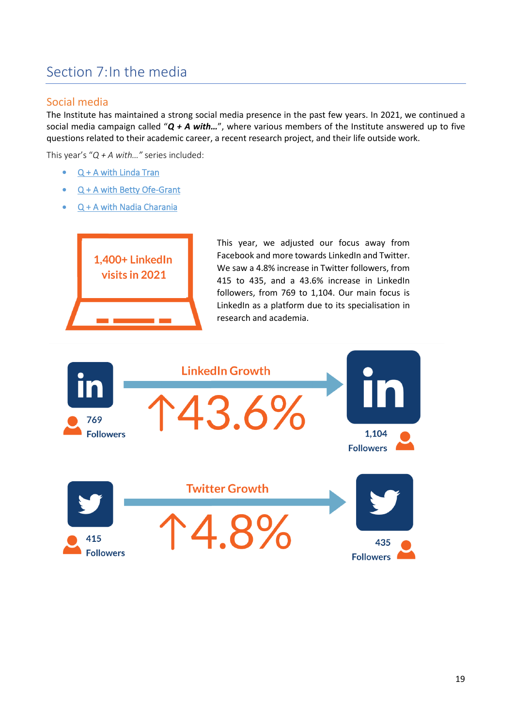# Section 7:In the media

## Social media

The Institute has maintained a strong social media presence in the past few years. In 2021, we continued a social media campaign called "***Q + A with…***", where various members of the Institute answered up to five questions related to their academic career, a recent research project, and their life outside work.

This year's "*Q + A with…*" series included:

- Q + A with Linda Tran
- Q + A with Betty Ofe-Grant
- Q + A with Nadia Charania

1,400+ LinkedIn visits in 2021

This year, we adjusted our focus away from Facebook and more towards LinkedIn and Twitter. We saw a 4.8% increase in Twitter followers, from 415 to 435, and a 43.6% increase in LinkedIn followers, from 769 to 1,104. Our main focus is LinkedIn as a platform due to its specialisation in research and academia.

**LinkedIn Growth**

769 Followers → ↑43.6% → 1,104 Followers

**Twitter Growth**

415 Followers → ↑4.8% → 435 Followers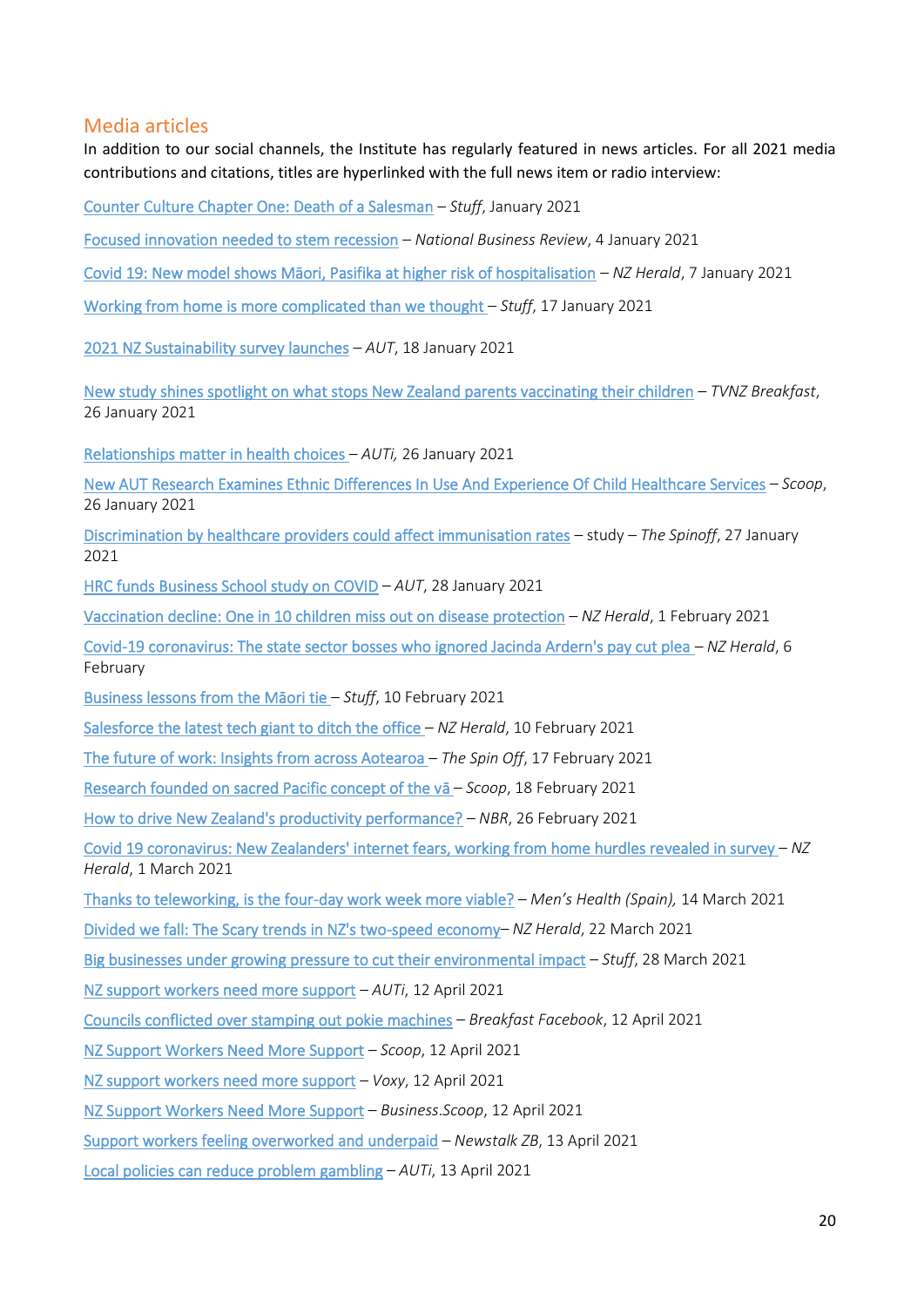## Media articles

In addition to our social channels, the Institute has regularly featured in news articles. For all 2021 media contributions and citations, titles are hyperlinked with the full news item or radio interview:

Counter Culture Chapter One: Death of a Salesman – *Stuff*, January 2021

Focused innovation needed to stem recession – *National Business Review*, 4 January 2021

Covid 19: New model shows Māori, Pasifika at higher risk of hospitalisation – *NZ Herald*, 7 January 2021

Working from home is more complicated than we thought – *Stuff*, 17 January 2021

2021 NZ Sustainability survey launches – *AUT*, 18 January 2021

New study shines spotlight on what stops New Zealand parents vaccinating their children – *TVNZ Breakfast*, 26 January 2021

Relationships matter in health choices – *AUTi,* 26 January 2021

New AUT Research Examines Ethnic Differences In Use And Experience Of Child Healthcare Services – *Scoop*, 26 January 2021

Discrimination by healthcare providers could affect immunisation rates – study – *The Spinoff*, 27 January 2021

HRC funds Business School study on COVID – *AUT*, 28 January 2021

Vaccination decline: One in 10 children miss out on disease protection – *NZ Herald*, 1 February 2021

Covid-19 coronavirus: The state sector bosses who ignored Jacinda Ardern's pay cut plea – *NZ Herald*, 6 February

Business lessons from the Māori tie – *Stuff*, 10 February 2021

Salesforce the latest tech giant to ditch the office – *NZ Herald*, 10 February 2021

The future of work: Insights from across Aotearoa – *The Spin Off*, 17 February 2021

Research founded on sacred Pacific concept of the vā – *Scoop*, 18 February 2021

How to drive New Zealand's productivity performance? – *NBR*, 26 February 2021

Covid 19 coronavirus: New Zealanders' internet fears, working from home hurdles revealed in survey – *NZ Herald*, 1 March 2021

Thanks to teleworking, is the four-day work week more viable? – *Men's Health (Spain),* 14 March 2021

Divided we fall: The Scary trends in NZ's two-speed economy– *NZ Herald*, 22 March 2021

Big businesses under growing pressure to cut their environmental impact – *Stuff*, 28 March 2021

NZ support workers need more support – *AUTi*, 12 April 2021

Councils conflicted over stamping out pokie machines – *Breakfast Facebook*, 12 April 2021

NZ Support Workers Need More Support – *Scoop*, 12 April 2021

NZ support workers need more support – *Voxy*, 12 April 2021

NZ Support Workers Need More Support – *Business.Scoop*, 12 April 2021

Support workers feeling overworked and underpaid – *Newstalk ZB*, 13 April 2021

Local policies can reduce problem gambling – *AUTi*, 13 April 2021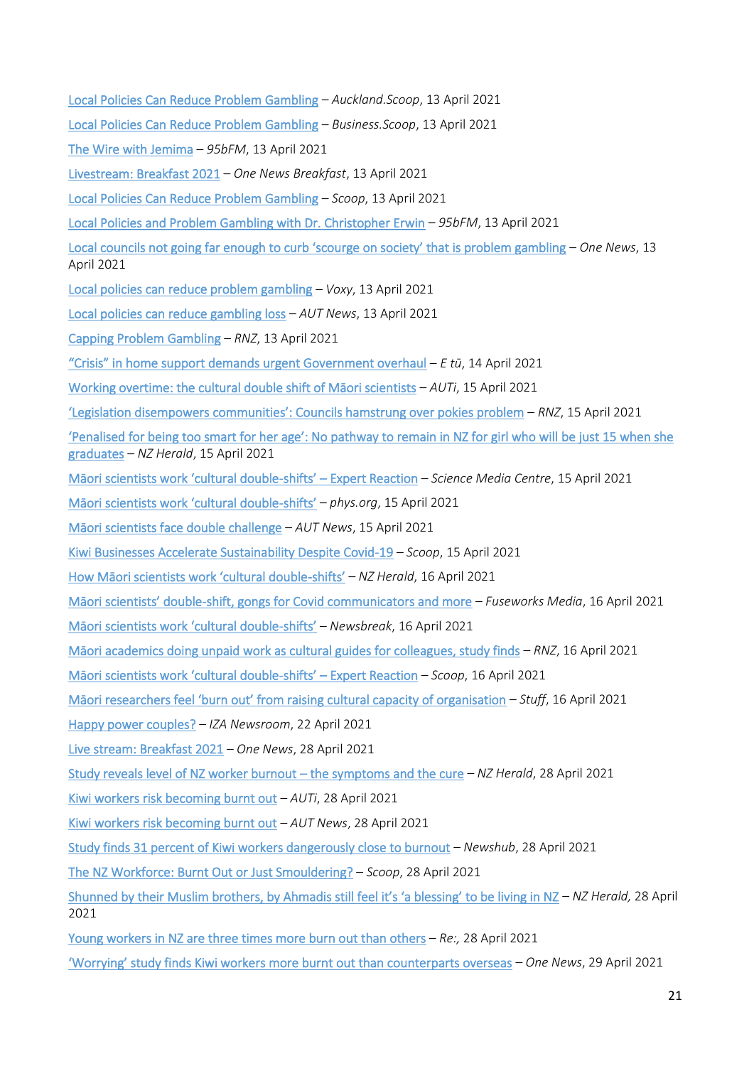Local Policies Can Reduce Problem Gambling – *Auckland.Scoop*, 13 April 2021

Local Policies Can Reduce Problem Gambling – *Business.Scoop*, 13 April 2021

The Wire with Jemima – *95bFM*, 13 April 2021

Livestream: Breakfast 2021 – *One News Breakfast*, 13 April 2021

Local Policies Can Reduce Problem Gambling – *Scoop*, 13 April 2021

Local Policies and Problem Gambling with Dr. Christopher Erwin – *95bFM*, 13 April 2021

Local councils not going far enough to curb 'scourge on society' that is problem gambling – *One News*, 13 April 2021

Local policies can reduce problem gambling – *Voxy*, 13 April 2021

Local policies can reduce gambling loss – *AUT News*, 13 April 2021

Capping Problem Gambling – *RNZ*, 13 April 2021

"Crisis" in home support demands urgent Government overhaul – *E tū*, 14 April 2021

Working overtime: the cultural double shift of Māori scientists – *AUTi*, 15 April 2021

'Legislation disempowers communities': Councils hamstrung over pokies problem – *RNZ*, 15 April 2021

'Penalised for being too smart for her age': No pathway to remain in NZ for girl who will be just 15 when she graduates – *NZ Herald*, 15 April 2021

Māori scientists work 'cultural double-shifts' – Expert Reaction – *Science Media Centre*, 15 April 2021

Māori scientists work 'cultural double-shifts' – *phys.org*, 15 April 2021

Māori scientists face double challenge – *AUT News*, 15 April 2021

Kiwi Businesses Accelerate Sustainability Despite Covid-19 – *Scoop*, 15 April 2021

How Māori scientists work 'cultural double-shifts' – *NZ Herald*, 16 April 2021

Māori scientists' double-shift, gongs for Covid communicators and more – *Fuseworks Media*, 16 April 2021

Māori scientists work 'cultural double-shifts' – *Newsbreak*, 16 April 2021

Māori academics doing unpaid work as cultural guides for colleagues, study finds – *RNZ*, 16 April 2021

Māori scientists work 'cultural double-shifts' – Expert Reaction – *Scoop*, 16 April 2021

Māori researchers feel 'burn out' from raising cultural capacity of organisation – *Stuff*, 16 April 2021

Happy power couples? – *IZA Newsroom*, 22 April 2021

Live stream: Breakfast 2021 – *One News*, 28 April 2021

Study reveals level of NZ worker burnout – the symptoms and the cure – *NZ Herald*, 28 April 2021

Kiwi workers risk becoming burnt out – *AUTi*, 28 April 2021

Kiwi workers risk becoming burnt out – *AUT News*, 28 April 2021

Study finds 31 percent of Kiwi workers dangerously close to burnout – *Newshub*, 28 April 2021

The NZ Workforce: Burnt Out or Just Smouldering? – *Scoop*, 28 April 2021

Shunned by their Muslim brothers, by Ahmadis still feel it's 'a blessing' to be living in NZ – *NZ Herald,* 28 April 2021

Young workers in NZ are three times more burn out than others – *Re:,* 28 April 2021

'Worrying' study finds Kiwi workers more burnt out than counterparts overseas – *One News*, 29 April 2021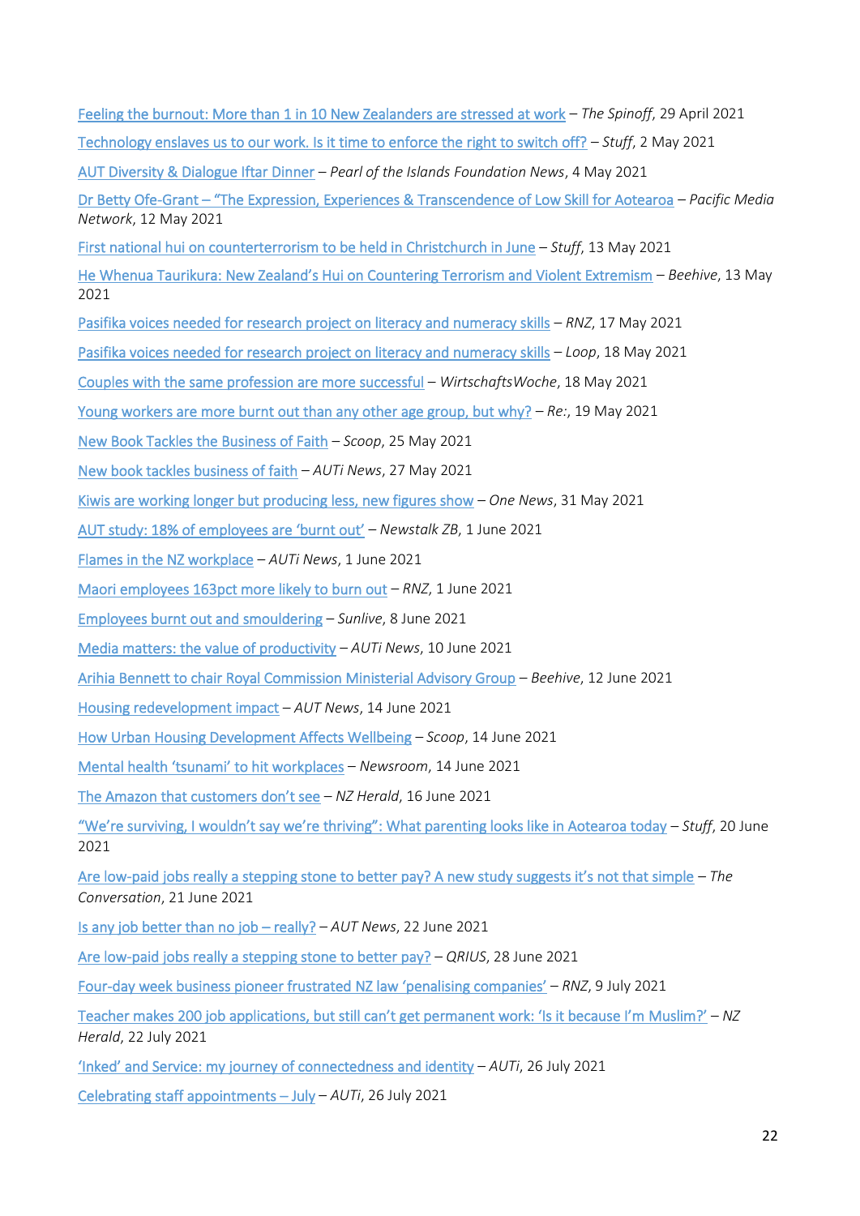Feeling the burnout: More than 1 in 10 New Zealanders are stressed at work – *The Spinoff*, 29 April 2021

Technology enslaves us to our work. Is it time to enforce the right to switch off? – *Stuff*, 2 May 2021

AUT Diversity & Dialogue Iftar Dinner – *Pearl of the Islands Foundation News*, 4 May 2021

Dr Betty Ofe-Grant – "The Expression, Experiences & Transcendence of Low Skill for Aotearoa – *Pacific Media Network*, 12 May 2021

First national hui on counterterrorism to be held in Christchurch in June – *Stuff*, 13 May 2021

He Whenua Taurikura: New Zealand's Hui on Countering Terrorism and Violent Extremism – *Beehive*, 13 May 2021

Pasifika voices needed for research project on literacy and numeracy skills – *RNZ*, 17 May 2021

Pasifika voices needed for research project on literacy and numeracy skills – *Loop*, 18 May 2021

Couples with the same profession are more successful – *WirtschaftsWoche*, 18 May 2021

Young workers are more burnt out than any other age group, but why? – *Re:*, 19 May 2021

New Book Tackles the Business of Faith – *Scoop*, 25 May 2021

New book tackles business of faith – *AUTi News*, 27 May 2021

Kiwis are working longer but producing less, new figures show – *One News*, 31 May 2021

AUT study: 18% of employees are 'burnt out' – *Newstalk ZB*, 1 June 2021

Flames in the NZ workplace – *AUTi News*, 1 June 2021

Maori employees 163pct more likely to burn out – *RNZ*, 1 June 2021

Employees burnt out and smouldering – *Sunlive*, 8 June 2021

Media matters: the value of productivity – *AUTi News*, 10 June 2021

Arihia Bennett to chair Royal Commission Ministerial Advisory Group – *Beehive*, 12 June 2021

Housing redevelopment impact – *AUT News*, 14 June 2021

How Urban Housing Development Affects Wellbeing – *Scoop*, 14 June 2021

Mental health 'tsunami' to hit workplaces – *Newsroom*, 14 June 2021

The Amazon that customers don't see – *NZ Herald*, 16 June 2021

"We're surviving, I wouldn't say we're thriving": What parenting looks like in Aotearoa today – *Stuff*, 20 June 2021

Are low-paid jobs really a stepping stone to better pay? A new study suggests it's not that simple – *The Conversation*, 21 June 2021

Is any job better than no job – really? – *AUT News*, 22 June 2021

Are low-paid jobs really a stepping stone to better pay? – *QRIUS*, 28 June 2021

Four-day week business pioneer frustrated NZ law 'penalising companies' – *RNZ*, 9 July 2021

Teacher makes 200 job applications, but still can't get permanent work: 'Is it because I'm Muslim?' – *NZ Herald*, 22 July 2021

'Inked' and Service: my journey of connectedness and identity – *AUTi*, 26 July 2021

Celebrating staff appointments – July – *AUTi*, 26 July 2021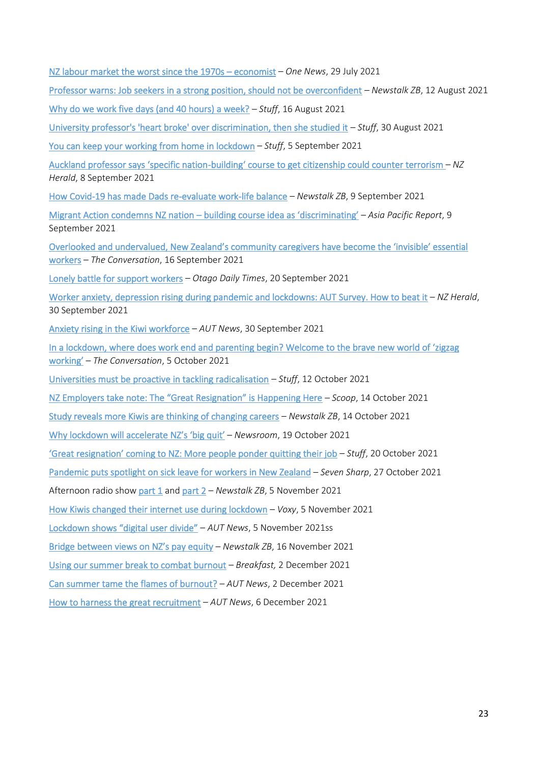NZ labour market the worst since the 1970s – economist – *One News*, 29 July 2021

Professor warns: Job seekers in a strong position, should not be overconfident – *Newstalk ZB*, 12 August 2021

Why do we work five days (and 40 hours) a week? – *Stuff*, 16 August 2021

University professor's 'heart broke' over discrimination, then she studied it – *Stuff*, 30 August 2021

You can keep your working from home in lockdown – *Stuff*, 5 September 2021

Auckland professor says 'specific nation-building' course to get citizenship could counter terrorism – *NZ Herald*, 8 September 2021

How Covid-19 has made Dads re-evaluate work-life balance – *Newstalk ZB*, 9 September 2021

Migrant Action condemns NZ nation – building course idea as 'discriminating' – *Asia Pacific Report*, 9 September 2021

Overlooked and undervalued, New Zealand's community caregivers have become the 'invisible' essential workers – *The Conversation*, 16 September 2021

Lonely battle for support workers – *Otago Daily Times*, 20 September 2021

Worker anxiety, depression rising during pandemic and lockdowns: AUT Survey. How to beat it – *NZ Herald*, 30 September 2021

Anxiety rising in the Kiwi workforce – *AUT News*, 30 September 2021

In a lockdown, where does work end and parenting begin? Welcome to the brave new world of 'zigzag working' – *The Conversation*, 5 October 2021

Universities must be proactive in tackling radicalisation – *Stuff*, 12 October 2021

NZ Employers take note: The "Great Resignation" is Happening Here – *Scoop*, 14 October 2021

Study reveals more Kiwis are thinking of changing careers – *Newstalk ZB*, 14 October 2021

Why lockdown will accelerate NZ's 'big quit' – *Newsroom*, 19 October 2021

'Great resignation' coming to NZ: More people ponder quitting their job – *Stuff*, 20 October 2021

Pandemic puts spotlight on sick leave for workers in New Zealand – *Seven Sharp*, 27 October 2021

Afternoon radio show part 1 and part 2 – *Newstalk ZB*, 5 November 2021

How Kiwis changed their internet use during lockdown – *Voxy*, 5 November 2021

Lockdown shows "digital user divide" – *AUT News*, 5 November 2021ss

Bridge between views on NZ's pay equity – *Newstalk ZB*, 16 November 2021

Using our summer break to combat burnout – *Breakfast,* 2 December 2021

Can summer tame the flames of burnout? – *AUT News*, 2 December 2021

How to harness the great recruitment – *AUT News*, 6 December 2021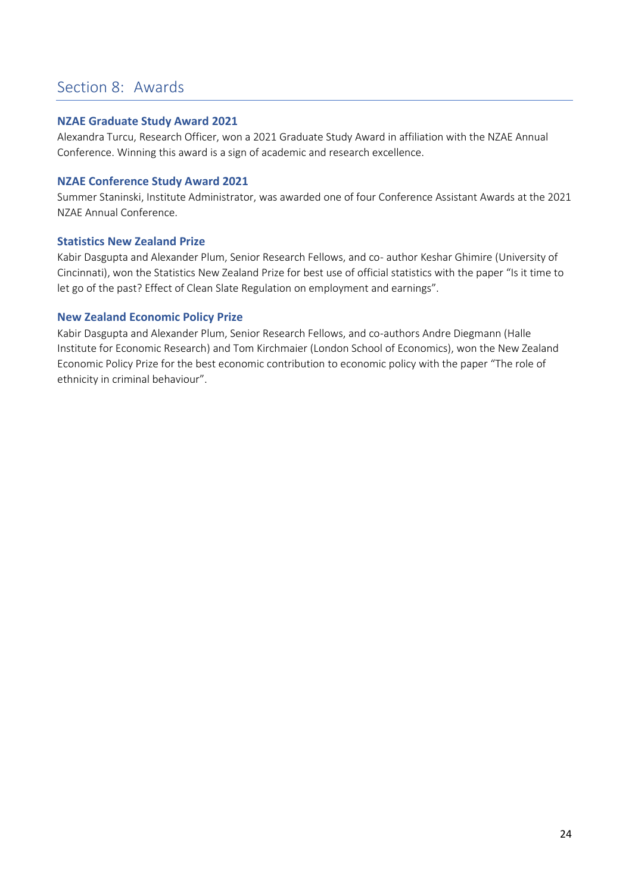## Section 8: Awards

### NZAE Graduate Study Award 2021

Alexandra Turcu, Research Officer, won a 2021 Graduate Study Award in affiliation with the NZAE Annual Conference. Winning this award is a sign of academic and research excellence.

### NZAE Conference Study Award 2021

Summer Staninski, Institute Administrator, was awarded one of four Conference Assistant Awards at the 2021 NZAE Annual Conference.

### Statistics New Zealand Prize

Kabir Dasgupta and Alexander Plum, Senior Research Fellows, and co- author Keshar Ghimire (University of Cincinnati), won the Statistics New Zealand Prize for best use of official statistics with the paper "Is it time to let go of the past? Effect of Clean Slate Regulation on employment and earnings".

### New Zealand Economic Policy Prize

Kabir Dasgupta and Alexander Plum, Senior Research Fellows, and co-authors Andre Diegmann (Halle Institute for Economic Research) and Tom Kirchmaier (London School of Economics), won the New Zealand Economic Policy Prize for the best economic contribution to economic policy with the paper "The role of ethnicity in criminal behaviour".